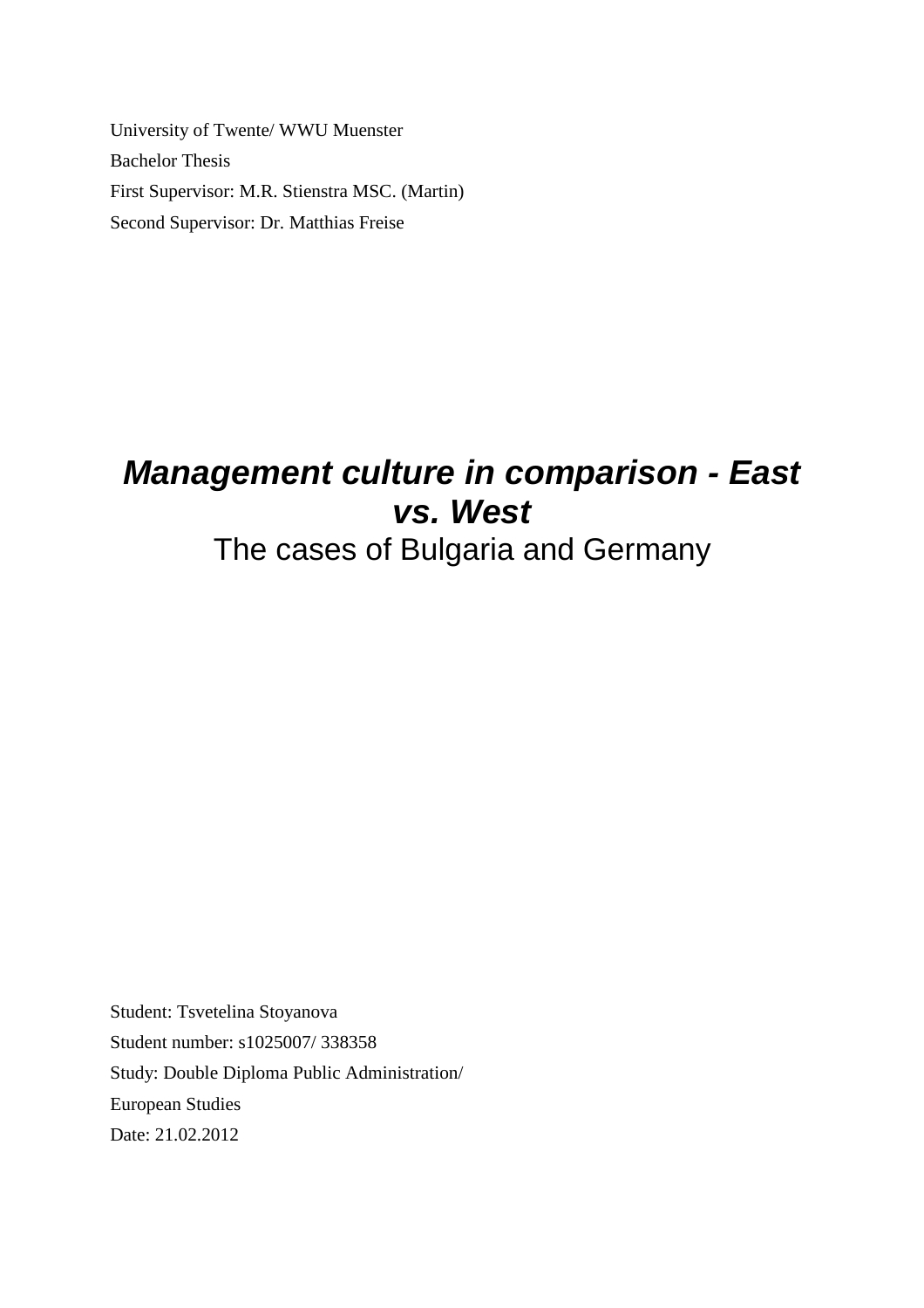University of Twente/ WWU Muenster

Bachelor Thesis

First Supervisor: M.R. Stienstra MSC. (Martin)

Second Supervisor: Dr. Matthias Freise

# ***Management culture in comparison - East vs. West***

## The cases of Bulgaria and Germany

Student: Tsvetelina Stoyanova

Student number: s1025007/ 338358

Study: Double Diploma Public Administration/ European Studies

Date: 21.02.2012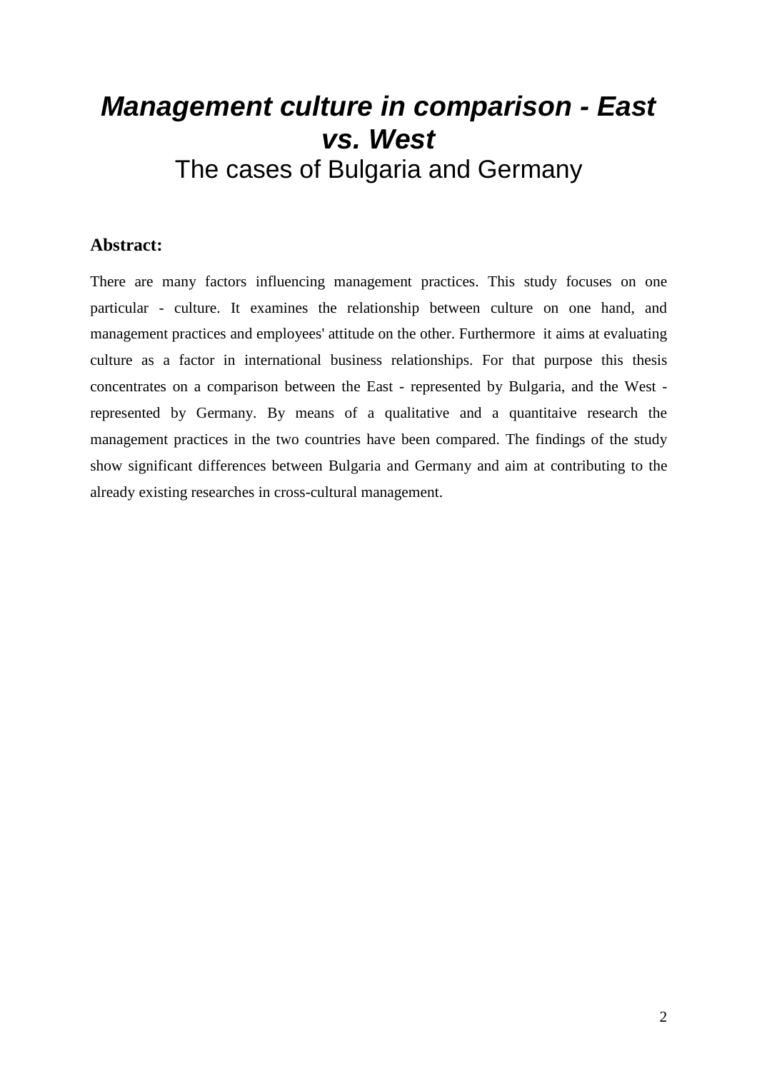# ***Management culture in comparison - East vs. West***

The cases of Bulgaria and Germany

**Abstract:**

There are many factors influencing management practices. This study focuses on one particular - culture. It examines the relationship between culture on one hand, and management practices and employees' attitude on the other. Furthermore it aims at evaluating culture as a factor in international business relationships. For that purpose this thesis concentrates on a comparison between the East - represented by Bulgaria, and the West - represented by Germany. By means of a qualitative and a quantitaive research the management practices in the two countries have been compared. The findings of the study show significant differences between Bulgaria and Germany and aim at contributing to the already existing researches in cross-cultural management.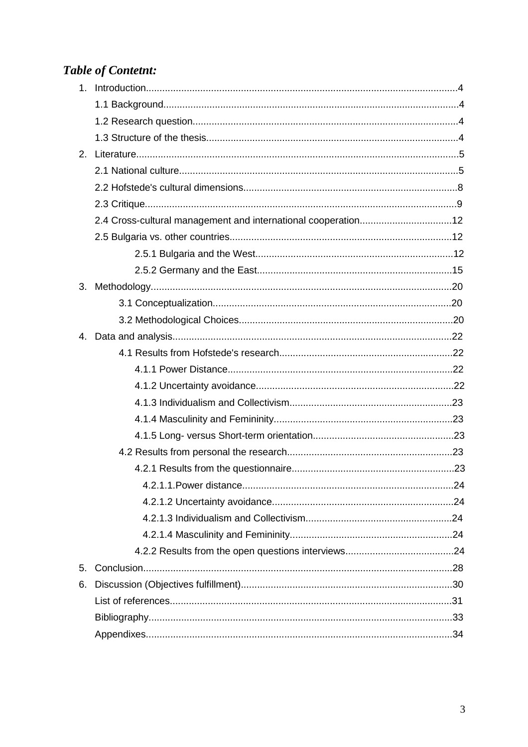***Table of Contetnt:***

1. Introduction..................................................................................................................4
   - 1.1 Background............................................................................................................4
   - 1.2 Research question.................................................................................................4
   - 1.3 Structure of the thesis............................................................................................4
2. Literature......................................................................................................................5
   - 2.1 National culture......................................................................................................5
   - 2.2 Hofstede's cultural dimensions...............................................................................8
   - 2.3 Critique..................................................................................................................9
   - 2.4 Cross-cultural management and international cooperation..................................12
   - 2.5 Bulgaria vs. other countries..................................................................................12
     - 2.5.1 Bulgaria and the West.........................................................................12
     - 2.5.2 Germany and the East........................................................................15
3. Methodology..............................................................................................................20
   - 3.1 Conceptualization........................................................................................20
   - 3.2 Methodological Choices...............................................................................20
4. Data and analysis......................................................................................................22
   - 4.1 Results from Hofstede's research................................................................22
     - 4.1.1 Power Distance...................................................................................22
     - 4.1.2 Uncertainty avoidance.........................................................................22
     - 4.1.3 Individualism and Collectivism............................................................23
     - 4.1.4 Masculinity and Femininity..................................................................23
     - 4.1.5 Long- versus Short-term orientation....................................................23
   - 4.2 Results from personal the research.............................................................23
     - 4.2.1 Results from the questionnaire............................................................23
       - 4.2.1.1.Power distance..............................................................................24
       - 4.2.1.2 Uncertainty avoidance...................................................................24
       - 4.2.1.3 Individualism and Collectivism......................................................24
       - 4.2.1.4 Masculinity and Femininity............................................................24
     - 4.2.2 Results from the open questions interviews........................................24
5. Conclusion..................................................................................................................28
6. Discussion (Objectives fulfillment).............................................................................30

List of references.......................................................................................................31

Bibliography................................................................................................................33

Appendixes.................................................................................................................34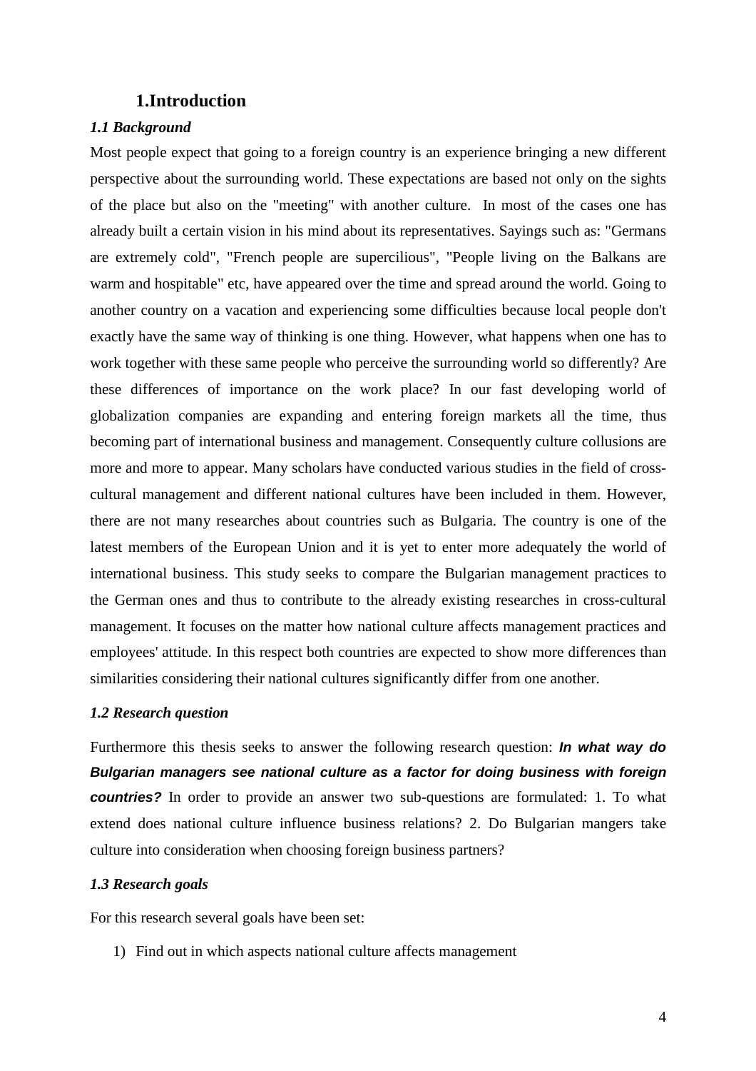# 1.Introduction

### *1.1 Background*

Most people expect that going to a foreign country is an experience bringing a new different perspective about the surrounding world. These expectations are based not only on the sights of the place but also on the "meeting" with another culture. In most of the cases one has already built a certain vision in his mind about its representatives. Sayings such as: "Germans are extremely cold", "French people are supercilious", "People living on the Balkans are warm and hospitable" etc, have appeared over the time and spread around the world. Going to another country on a vacation and experiencing some difficulties because local people don't exactly have the same way of thinking is one thing. However, what happens when one has to work together with these same people who perceive the surrounding world so differently? Are these differences of importance on the work place? In our fast developing world of globalization companies are expanding and entering foreign markets all the time, thus becoming part of international business and management. Consequently culture collusions are more and more to appear. Many scholars have conducted various studies in the field of cross-cultural management and different national cultures have been included in them. However, there are not many researches about countries such as Bulgaria. The country is one of the latest members of the European Union and it is yet to enter more adequately the world of international business. This study seeks to compare the Bulgarian management practices to the German ones and thus to contribute to the already existing researches in cross-cultural management. It focuses on the matter how national culture affects management practices and employees' attitude. In this respect both countries are expected to show more differences than similarities considering their national cultures significantly differ from one another.

### *1.2 Research question*

Furthermore this thesis seeks to answer the following research question: ***In what way do Bulgarian managers see national culture as a factor for doing business with foreign countries?*** In order to provide an answer two sub-questions are formulated: 1. To what extend does national culture influence business relations? 2. Do Bulgarian mangers take culture into consideration when choosing foreign business partners?

### *1.3 Research goals*

For this research several goals have been set:

1) Find out in which aspects national culture affects management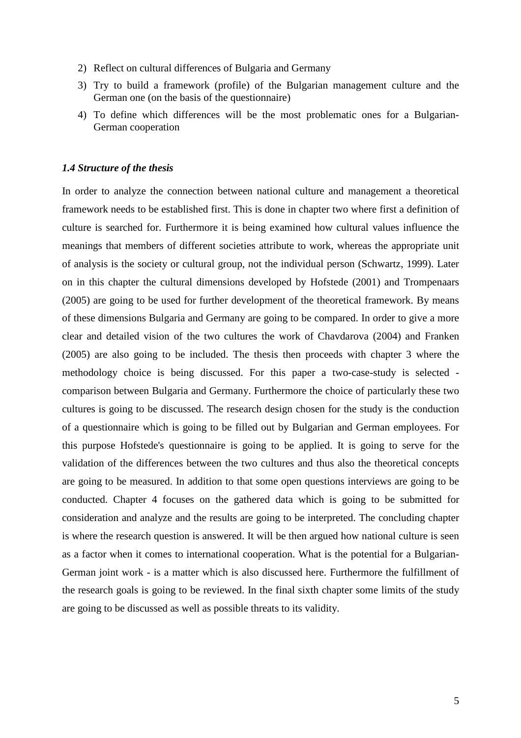2) Reflect on cultural differences of Bulgaria and Germany
3) Try to build a framework (profile) of the Bulgarian management culture and the German one (on the basis of the questionnaire)
4) To define which differences will be the most problematic ones for a Bulgarian-German cooperation

### *1.4 Structure of the thesis*

In order to analyze the connection between national culture and management a theoretical framework needs to be established first. This is done in chapter two where first a definition of culture is searched for. Furthermore it is being examined how cultural values influence the meanings that members of different societies attribute to work, whereas the appropriate unit of analysis is the society or cultural group, not the individual person (Schwartz, 1999). Later on in this chapter the cultural dimensions developed by Hofstede (2001) and Trompenaars (2005) are going to be used for further development of the theoretical framework. By means of these dimensions Bulgaria and Germany are going to be compared. In order to give a more clear and detailed vision of the two cultures the work of Chavdarova (2004) and Franken (2005) are also going to be included. The thesis then proceeds with chapter 3 where the methodology choice is being discussed. For this paper a two-case-study is selected - comparison between Bulgaria and Germany. Furthermore the choice of particularly these two cultures is going to be discussed. The research design chosen for the study is the conduction of a questionnaire which is going to be filled out by Bulgarian and German employees. For this purpose Hofstede's questionnaire is going to be applied. It is going to serve for the validation of the differences between the two cultures and thus also the theoretical concepts are going to be measured. In addition to that some open questions interviews are going to be conducted. Chapter 4 focuses on the gathered data which is going to be submitted for consideration and analyze and the results are going to be interpreted. The concluding chapter is where the research question is answered. It will be then argued how national culture is seen as a factor when it comes to international cooperation. What is the potential for a Bulgarian-German joint work - is a matter which is also discussed here. Furthermore the fulfillment of the research goals is going to be reviewed. In the final sixth chapter some limits of the study are going to be discussed as well as possible threats to its validity.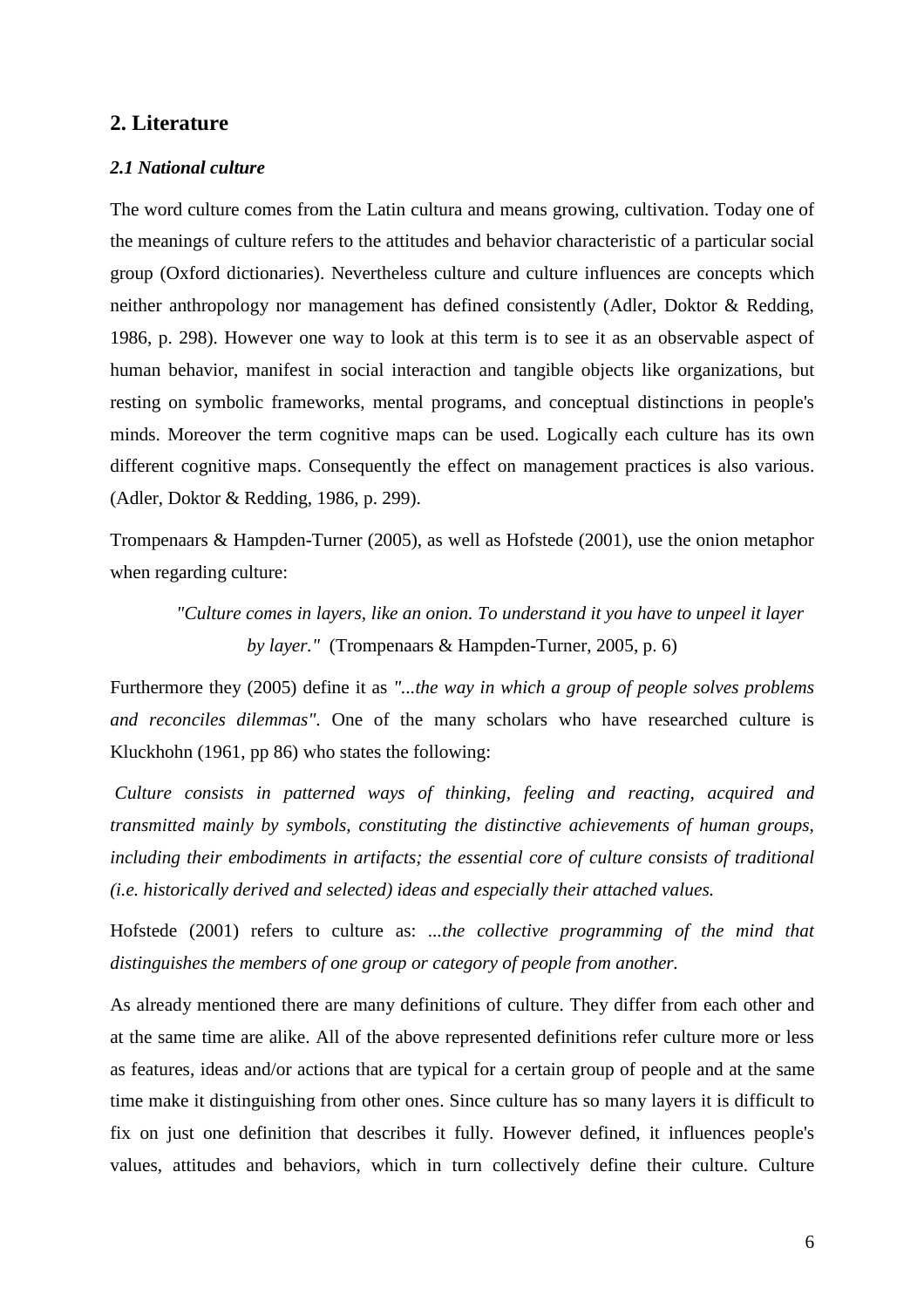## 2. Literature

### *2.1 National culture*

The word culture comes from the Latin cultura and means growing, cultivation. Today one of the meanings of culture refers to the attitudes and behavior characteristic of a particular social group (Oxford dictionaries). Nevertheless culture and culture influences are concepts which neither anthropology nor management has defined consistently (Adler, Doktor & Redding, 1986, p. 298). However one way to look at this term is to see it as an observable aspect of human behavior, manifest in social interaction and tangible objects like organizations, but resting on symbolic frameworks, mental programs, and conceptual distinctions in people's minds. Moreover the term cognitive maps can be used. Logically each culture has its own different cognitive maps. Consequently the effect on management practices is also various. (Adler, Doktor & Redding, 1986, p. 299).

Trompenaars & Hampden-Turner (2005), as well as Hofstede (2001), use the onion metaphor when regarding culture:

> *"Culture comes in layers, like an onion. To understand it you have to unpeel it layer by layer."* (Trompenaars & Hampden-Turner, 2005, p. 6)

Furthermore they (2005) define it as *"...the way in which a group of people solves problems and reconciles dilemmas"*. One of the many scholars who have researched culture is Kluckhohn (1961, pp 86) who states the following:

*Culture consists in patterned ways of thinking, feeling and reacting, acquired and transmitted mainly by symbols, constituting the distinctive achievements of human groups, including their embodiments in artifacts; the essential core of culture consists of traditional (i.e. historically derived and selected) ideas and especially their attached values.*

Hofstede (2001) refers to culture as: *...the collective programming of the mind that distinguishes the members of one group or category of people from another.*

As already mentioned there are many definitions of culture. They differ from each other and at the same time are alike. All of the above represented definitions refer culture more or less as features, ideas and/or actions that are typical for a certain group of people and at the same time make it distinguishing from other ones. Since culture has so many layers it is difficult to fix on just one definition that describes it fully. However defined, it influences people's values, attitudes and behaviors, which in turn collectively define their culture. Culture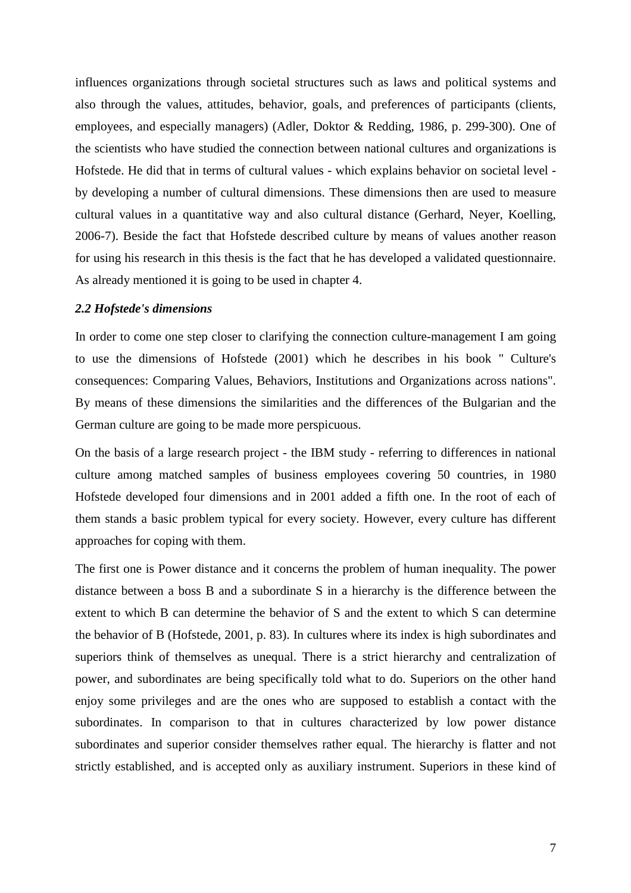influences organizations through societal structures such as laws and political systems and also through the values, attitudes, behavior, goals, and preferences of participants (clients, employees, and especially managers) (Adler, Doktor & Redding, 1986, p. 299-300). One of the scientists who have studied the connection between national cultures and organizations is Hofstede. He did that in terms of cultural values - which explains behavior on societal level - by developing a number of cultural dimensions. These dimensions then are used to measure cultural values in a quantitative way and also cultural distance (Gerhard, Neyer, Koelling, 2006-7). Beside the fact that Hofstede described culture by means of values another reason for using his research in this thesis is the fact that he has developed a validated questionnaire. As already mentioned it is going to be used in chapter 4.

### *2.2 Hofstede's dimensions*

In order to come one step closer to clarifying the connection culture-management I am going to use the dimensions of Hofstede (2001) which he describes in his book " Culture's consequences: Comparing Values, Behaviors, Institutions and Organizations across nations". By means of these dimensions the similarities and the differences of the Bulgarian and the German culture are going to be made more perspicuous.

On the basis of a large research project - the IBM study - referring to differences in national culture among matched samples of business employees covering 50 countries, in 1980 Hofstede developed four dimensions and in 2001 added a fifth one. In the root of each of them stands a basic problem typical for every society. However, every culture has different approaches for coping with them.

The first one is Power distance and it concerns the problem of human inequality. The power distance between a boss B and a subordinate S in a hierarchy is the difference between the extent to which B can determine the behavior of S and the extent to which S can determine the behavior of B (Hofstede, 2001, p. 83). In cultures where its index is high subordinates and superiors think of themselves as unequal. There is a strict hierarchy and centralization of power, and subordinates are being specifically told what to do. Superiors on the other hand enjoy some privileges and are the ones who are supposed to establish a contact with the subordinates. In comparison to that in cultures characterized by low power distance subordinates and superior consider themselves rather equal. The hierarchy is flatter and not strictly established, and is accepted only as auxiliary instrument. Superiors in these kind of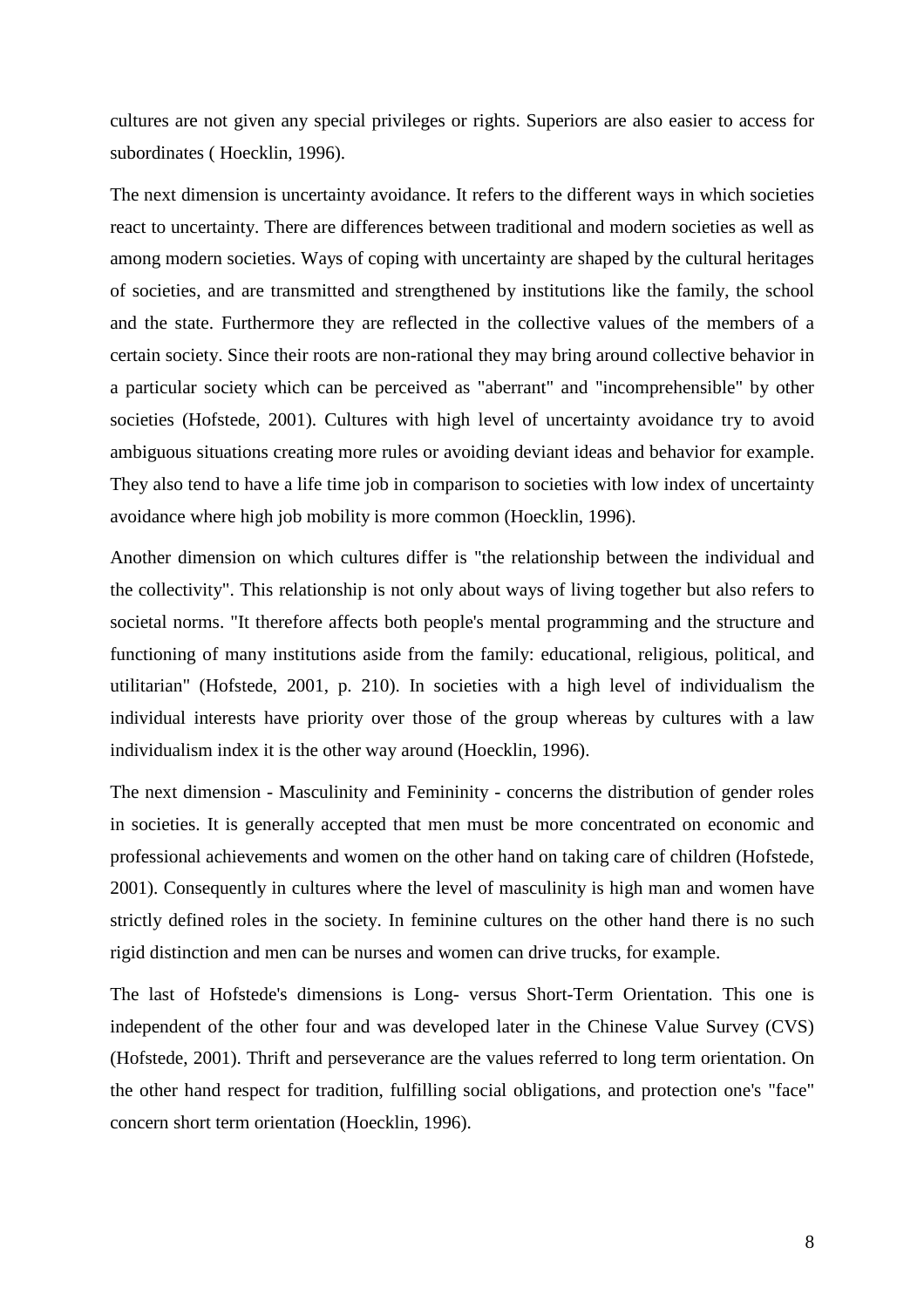cultures are not given any special privileges or rights. Superiors are also easier to access for subordinates ( Hoecklin, 1996).

The next dimension is uncertainty avoidance. It refers to the different ways in which societies react to uncertainty. There are differences between traditional and modern societies as well as among modern societies. Ways of coping with uncertainty are shaped by the cultural heritages of societies, and are transmitted and strengthened by institutions like the family, the school and the state. Furthermore they are reflected in the collective values of the members of a certain society. Since their roots are non-rational they may bring around collective behavior in a particular society which can be perceived as "aberrant" and "incomprehensible" by other societies (Hofstede, 2001). Cultures with high level of uncertainty avoidance try to avoid ambiguous situations creating more rules or avoiding deviant ideas and behavior for example. They also tend to have a life time job in comparison to societies with low index of uncertainty avoidance where high job mobility is more common (Hoecklin, 1996).

Another dimension on which cultures differ is "the relationship between the individual and the collectivity". This relationship is not only about ways of living together but also refers to societal norms. "It therefore affects both people's mental programming and the structure and functioning of many institutions aside from the family: educational, religious, political, and utilitarian" (Hofstede, 2001, p. 210). In societies with a high level of individualism the individual interests have priority over those of the group whereas by cultures with a law individualism index it is the other way around (Hoecklin, 1996).

The next dimension - Masculinity and Femininity - concerns the distribution of gender roles in societies. It is generally accepted that men must be more concentrated on economic and professional achievements and women on the other hand on taking care of children (Hofstede, 2001). Consequently in cultures where the level of masculinity is high man and women have strictly defined roles in the society. In feminine cultures on the other hand there is no such rigid distinction and men can be nurses and women can drive trucks, for example.

The last of Hofstede's dimensions is Long- versus Short-Term Orientation. This one is independent of the other four and was developed later in the Chinese Value Survey (CVS) (Hofstede, 2001). Thrift and perseverance are the values referred to long term orientation. On the other hand respect for tradition, fulfilling social obligations, and protection one's "face" concern short term orientation (Hoecklin, 1996).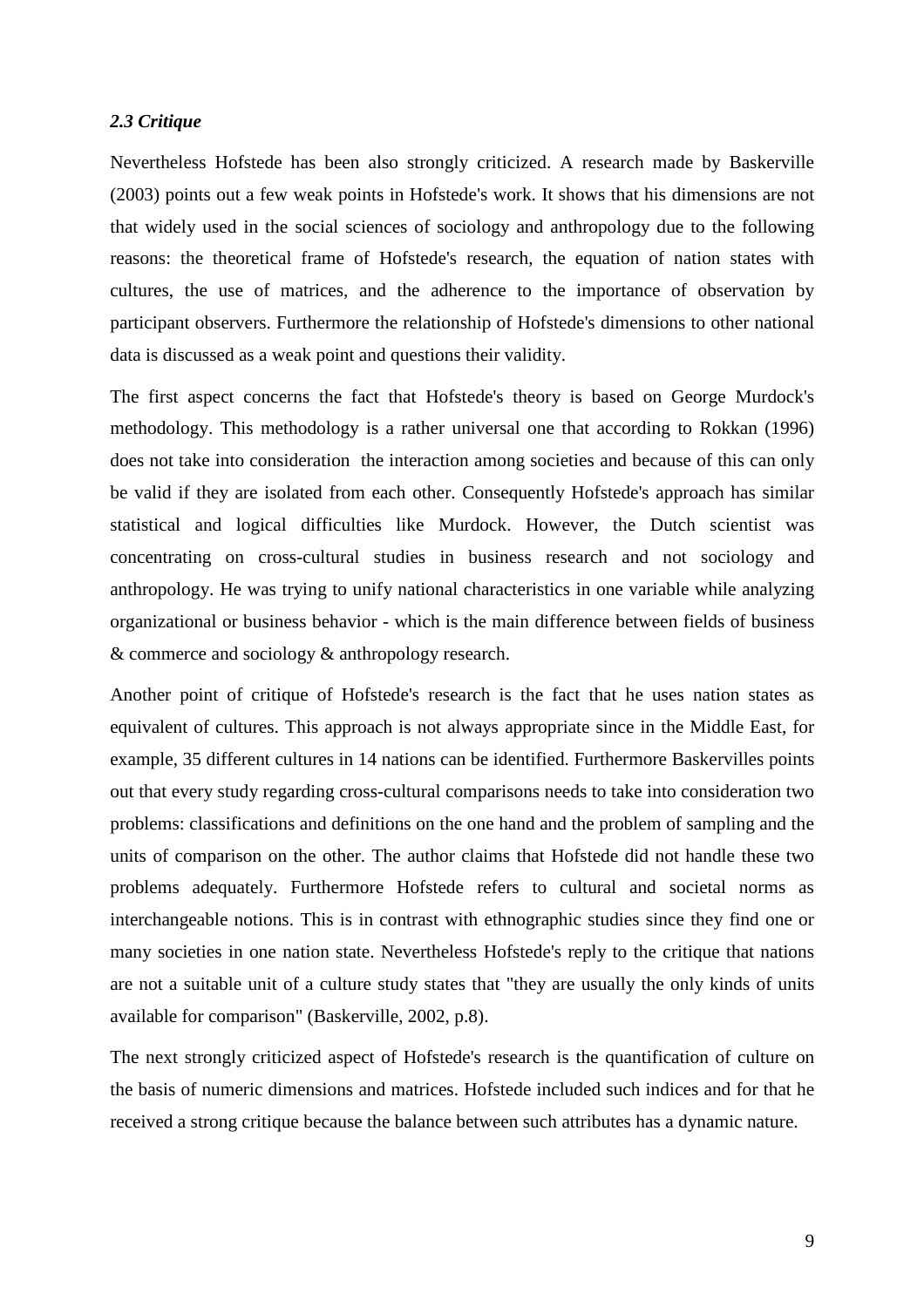### *2.3 Critique*

Nevertheless Hofstede has been also strongly criticized. A research made by Baskerville (2003) points out a few weak points in Hofstede's work. It shows that his dimensions are not that widely used in the social sciences of sociology and anthropology due to the following reasons: the theoretical frame of Hofstede's research, the equation of nation states with cultures, the use of matrices, and the adherence to the importance of observation by participant observers. Furthermore the relationship of Hofstede's dimensions to other national data is discussed as a weak point and questions their validity.

The first aspect concerns the fact that Hofstede's theory is based on George Murdock's methodology. This methodology is a rather universal one that according to Rokkan (1996) does not take into consideration the interaction among societies and because of this can only be valid if they are isolated from each other. Consequently Hofstede's approach has similar statistical and logical difficulties like Murdock. However, the Dutch scientist was concentrating on cross-cultural studies in business research and not sociology and anthropology. He was trying to unify national characteristics in one variable while analyzing organizational or business behavior - which is the main difference between fields of business & commerce and sociology & anthropology research.

Another point of critique of Hofstede's research is the fact that he uses nation states as equivalent of cultures. This approach is not always appropriate since in the Middle East, for example, 35 different cultures in 14 nations can be identified. Furthermore Baskervilles points out that every study regarding cross-cultural comparisons needs to take into consideration two problems: classifications and definitions on the one hand and the problem of sampling and the units of comparison on the other. The author claims that Hofstede did not handle these two problems adequately. Furthermore Hofstede refers to cultural and societal norms as interchangeable notions. This is in contrast with ethnographic studies since they find one or many societies in one nation state. Nevertheless Hofstede's reply to the critique that nations are not a suitable unit of a culture study states that "they are usually the only kinds of units available for comparison" (Baskerville, 2002, p.8).

The next strongly criticized aspect of Hofstede's research is the quantification of culture on the basis of numeric dimensions and matrices. Hofstede included such indices and for that he received a strong critique because the balance between such attributes has a dynamic nature.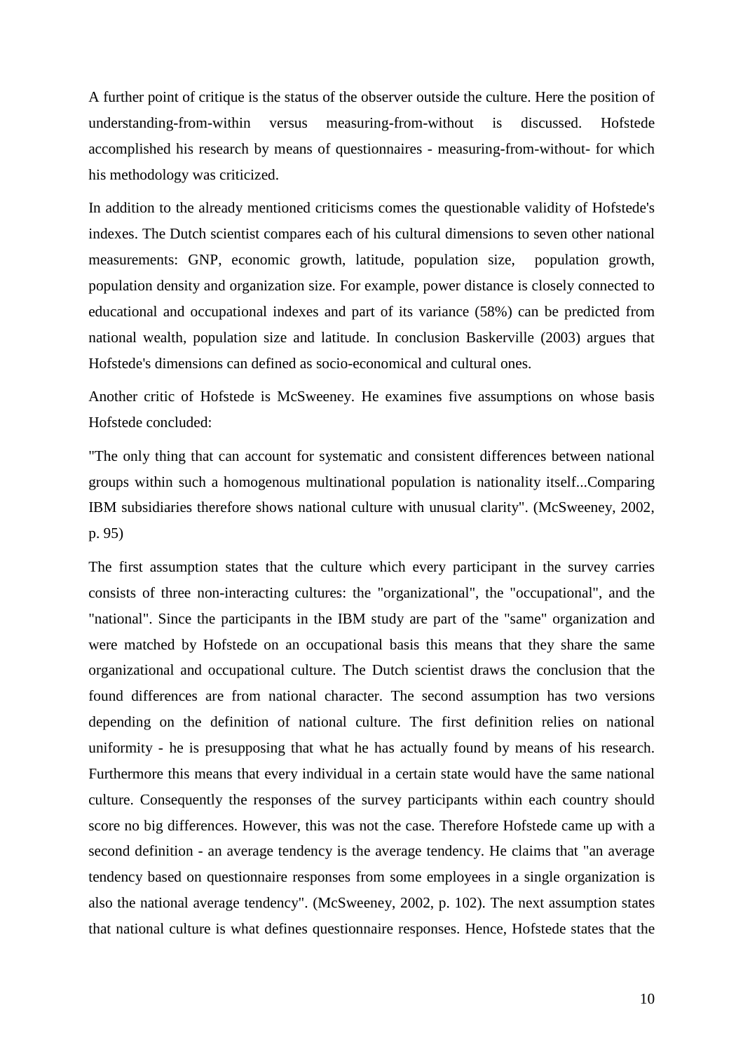A further point of critique is the status of the observer outside the culture. Here the position of understanding-from-within versus measuring-from-without is discussed. Hofstede accomplished his research by means of questionnaires - measuring-from-without- for which his methodology was criticized.

In addition to the already mentioned criticisms comes the questionable validity of Hofstede's indexes. The Dutch scientist compares each of his cultural dimensions to seven other national measurements: GNP, economic growth, latitude, population size, population growth, population density and organization size. For example, power distance is closely connected to educational and occupational indexes and part of its variance (58%) can be predicted from national wealth, population size and latitude. In conclusion Baskerville (2003) argues that Hofstede's dimensions can defined as socio-economical and cultural ones.

Another critic of Hofstede is McSweeney. He examines five assumptions on whose basis Hofstede concluded:

"The only thing that can account for systematic and consistent differences between national groups within such a homogenous multinational population is nationality itself...Comparing IBM subsidiaries therefore shows national culture with unusual clarity". (McSweeney, 2002, p. 95)

The first assumption states that the culture which every participant in the survey carries consists of three non-interacting cultures: the "organizational", the "occupational", and the "national". Since the participants in the IBM study are part of the "same" organization and were matched by Hofstede on an occupational basis this means that they share the same organizational and occupational culture. The Dutch scientist draws the conclusion that the found differences are from national character. The second assumption has two versions depending on the definition of national culture. The first definition relies on national uniformity - he is presupposing that what he has actually found by means of his research. Furthermore this means that every individual in a certain state would have the same national culture. Consequently the responses of the survey participants within each country should score no big differences. However, this was not the case. Therefore Hofstede came up with a second definition - an average tendency is the average tendency. He claims that "an average tendency based on questionnaire responses from some employees in a single organization is also the national average tendency". (McSweeney, 2002, p. 102). The next assumption states that national culture is what defines questionnaire responses. Hence, Hofstede states that the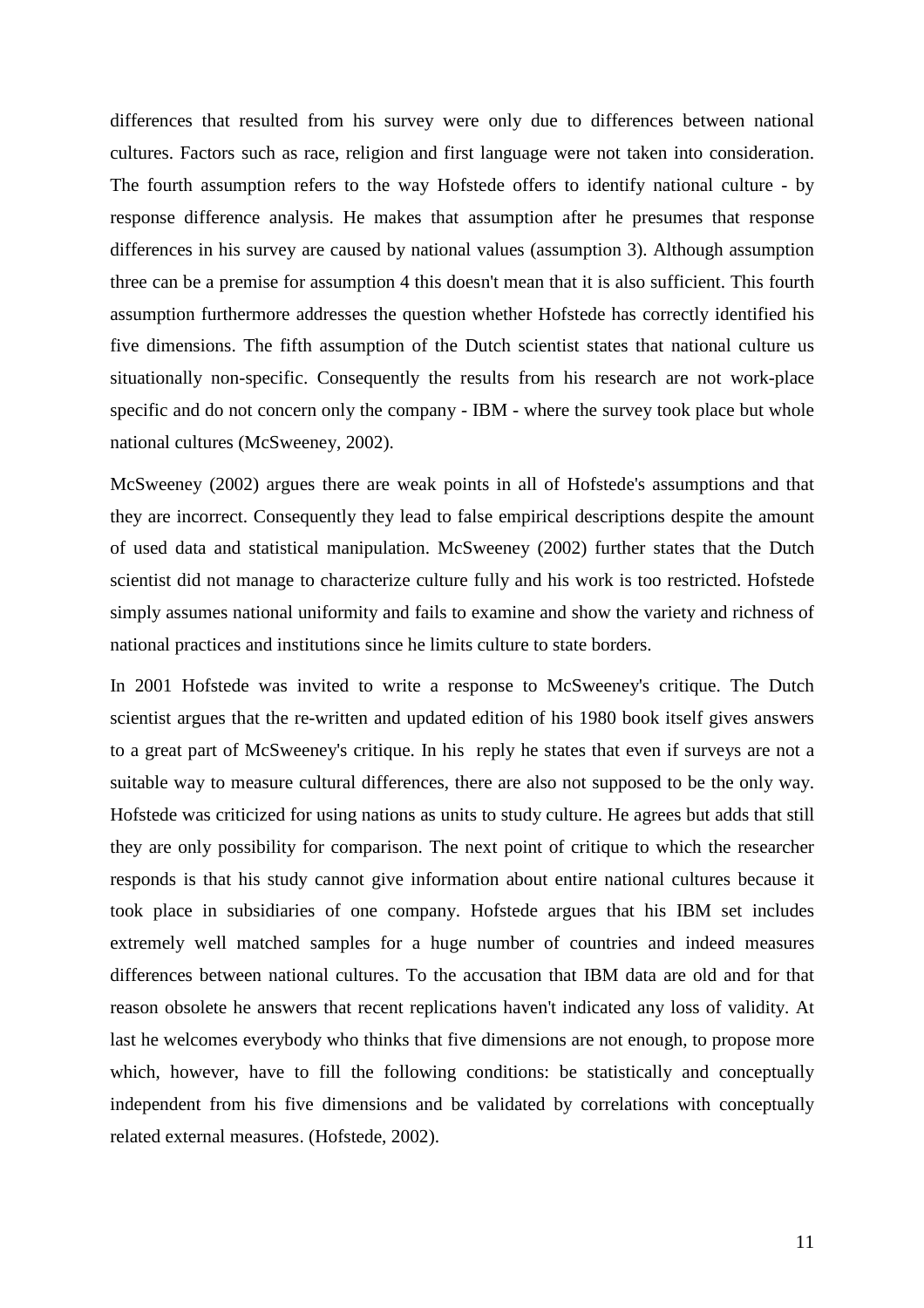differences that resulted from his survey were only due to differences between national cultures. Factors such as race, religion and first language were not taken into consideration. The fourth assumption refers to the way Hofstede offers to identify national culture - by response difference analysis. He makes that assumption after he presumes that response differences in his survey are caused by national values (assumption 3). Although assumption three can be a premise for assumption 4 this doesn't mean that it is also sufficient. This fourth assumption furthermore addresses the question whether Hofstede has correctly identified his five dimensions. The fifth assumption of the Dutch scientist states that national culture us situationally non-specific. Consequently the results from his research are not work-place specific and do not concern only the company - IBM - where the survey took place but whole national cultures (McSweeney, 2002).

McSweeney (2002) argues there are weak points in all of Hofstede's assumptions and that they are incorrect. Consequently they lead to false empirical descriptions despite the amount of used data and statistical manipulation. McSweeney (2002) further states that the Dutch scientist did not manage to characterize culture fully and his work is too restricted. Hofstede simply assumes national uniformity and fails to examine and show the variety and richness of national practices and institutions since he limits culture to state borders.

In 2001 Hofstede was invited to write a response to McSweeney's critique. The Dutch scientist argues that the re-written and updated edition of his 1980 book itself gives answers to a great part of McSweeney's critique. In his reply he states that even if surveys are not a suitable way to measure cultural differences, there are also not supposed to be the only way. Hofstede was criticized for using nations as units to study culture. He agrees but adds that still they are only possibility for comparison. The next point of critique to which the researcher responds is that his study cannot give information about entire national cultures because it took place in subsidiaries of one company. Hofstede argues that his IBM set includes extremely well matched samples for a huge number of countries and indeed measures differences between national cultures. To the accusation that IBM data are old and for that reason obsolete he answers that recent replications haven't indicated any loss of validity. At last he welcomes everybody who thinks that five dimensions are not enough, to propose more which, however, have to fill the following conditions: be statistically and conceptually independent from his five dimensions and be validated by correlations with conceptually related external measures. (Hofstede, 2002).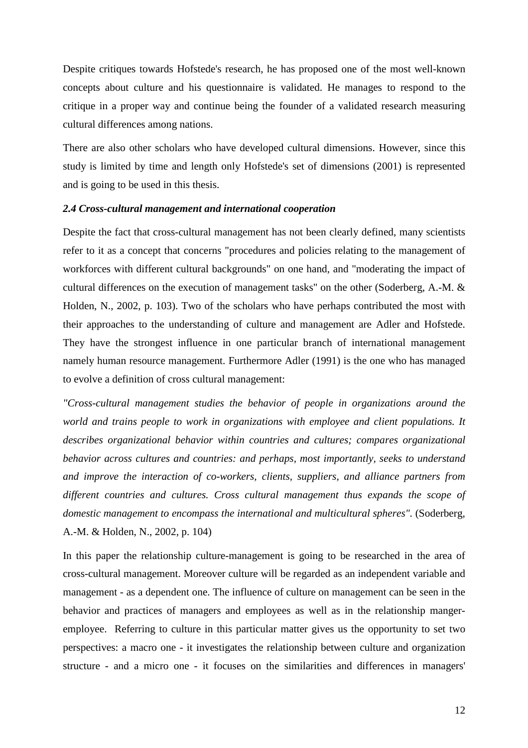Despite critiques towards Hofstede's research, he has proposed one of the most well-known concepts about culture and his questionnaire is validated. He manages to respond to the critique in a proper way and continue being the founder of a validated research measuring cultural differences among nations.

There are also other scholars who have developed cultural dimensions. However, since this study is limited by time and length only Hofstede's set of dimensions (2001) is represented and is going to be used in this thesis.

### *2.4 Cross-cultural management and international cooperation*

Despite the fact that cross-cultural management has not been clearly defined, many scientists refer to it as a concept that concerns "procedures and policies relating to the management of workforces with different cultural backgrounds" on one hand, and "moderating the impact of cultural differences on the execution of management tasks" on the other (Soderberg, A.-M. & Holden, N., 2002, p. 103). Two of the scholars who have perhaps contributed the most with their approaches to the understanding of culture and management are Adler and Hofstede. They have the strongest influence in one particular branch of international management namely human resource management. Furthermore Adler (1991) is the one who has managed to evolve a definition of cross cultural management:

*"Cross-cultural management studies the behavior of people in organizations around the world and trains people to work in organizations with employee and client populations. It describes organizational behavior within countries and cultures; compares organizational behavior across cultures and countries: and perhaps, most importantly, seeks to understand and improve the interaction of co-workers, clients, suppliers, and alliance partners from different countries and cultures. Cross cultural management thus expands the scope of domestic management to encompass the international and multicultural spheres".* (Soderberg, A.-M. & Holden, N., 2002, p. 104)

In this paper the relationship culture-management is going to be researched in the area of cross-cultural management. Moreover culture will be regarded as an independent variable and management - as a dependent one. The influence of culture on management can be seen in the behavior and practices of managers and employees as well as in the relationship manger-employee. Referring to culture in this particular matter gives us the opportunity to set two perspectives: a macro one - it investigates the relationship between culture and organization structure - and a micro one - it focuses on the similarities and differences in managers'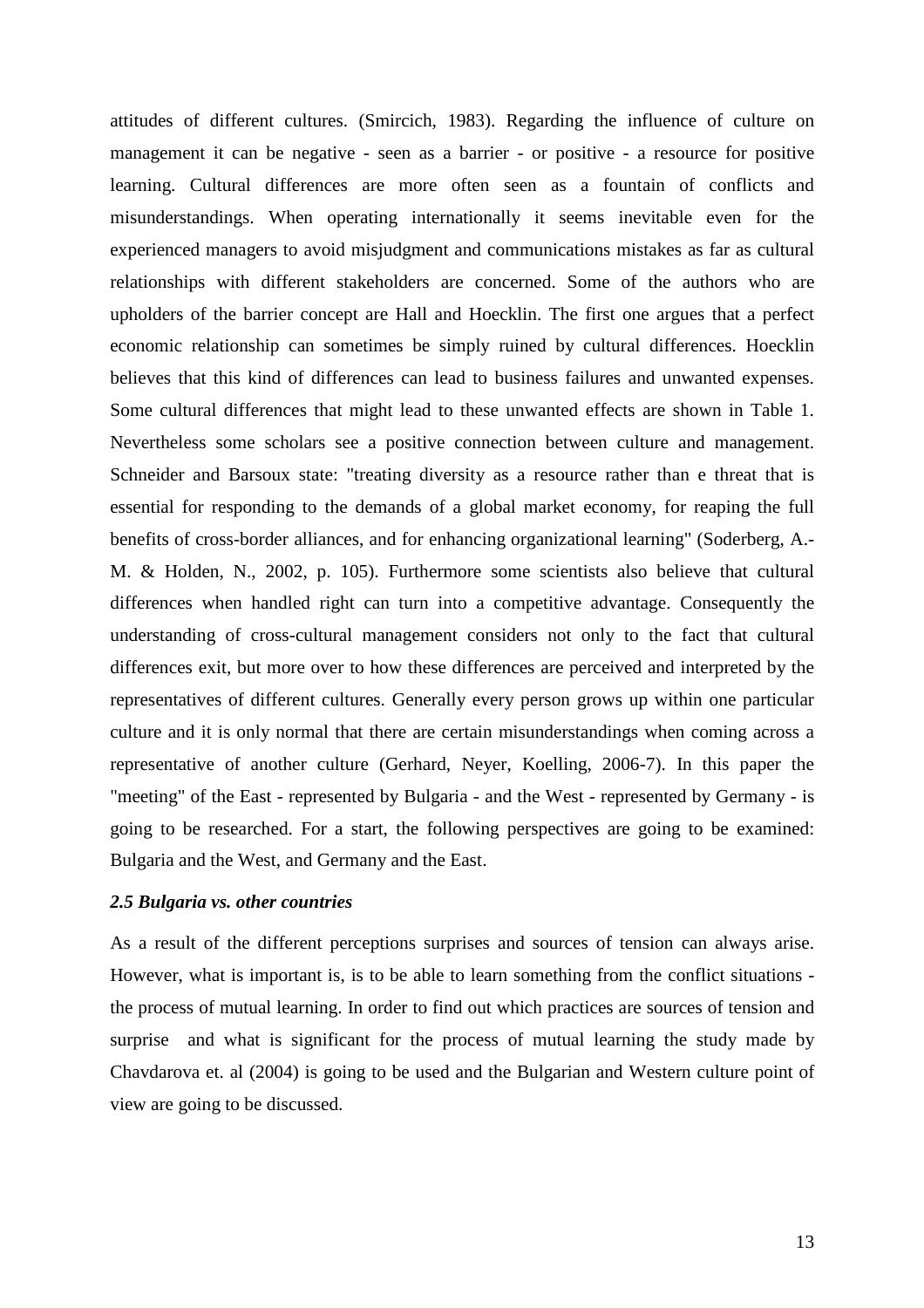attitudes of different cultures. (Smircich, 1983). Regarding the influence of culture on management it can be negative - seen as a barrier - or positive - a resource for positive learning. Cultural differences are more often seen as a fountain of conflicts and misunderstandings. When operating internationally it seems inevitable even for the experienced managers to avoid misjudgment and communications mistakes as far as cultural relationships with different stakeholders are concerned. Some of the authors who are upholders of the barrier concept are Hall and Hoecklin. The first one argues that a perfect economic relationship can sometimes be simply ruined by cultural differences. Hoecklin believes that this kind of differences can lead to business failures and unwanted expenses. Some cultural differences that might lead to these unwanted effects are shown in Table 1. Nevertheless some scholars see a positive connection between culture and management. Schneider and Barsoux state: "treating diversity as a resource rather than e threat that is essential for responding to the demands of a global market economy, for reaping the full benefits of cross-border alliances, and for enhancing organizational learning" (Soderberg, A.-M. & Holden, N., 2002, p. 105). Furthermore some scientists also believe that cultural differences when handled right can turn into a competitive advantage. Consequently the understanding of cross-cultural management considers not only to the fact that cultural differences exit, but more over to how these differences are perceived and interpreted by the representatives of different cultures. Generally every person grows up within one particular culture and it is only normal that there are certain misunderstandings when coming across a representative of another culture (Gerhard, Neyer, Koelling, 2006-7). In this paper the "meeting" of the East - represented by Bulgaria - and the West - represented by Germany - is going to be researched. For a start, the following perspectives are going to be examined: Bulgaria and the West, and Germany and the East.

### *2.5 Bulgaria vs. other countries*

As a result of the different perceptions surprises and sources of tension can always arise. However, what is important is, is to be able to learn something from the conflict situations - the process of mutual learning. In order to find out which practices are sources of tension and surprise and what is significant for the process of mutual learning the study made by Chavdarova et. al (2004) is going to be used and the Bulgarian and Western culture point of view are going to be discussed.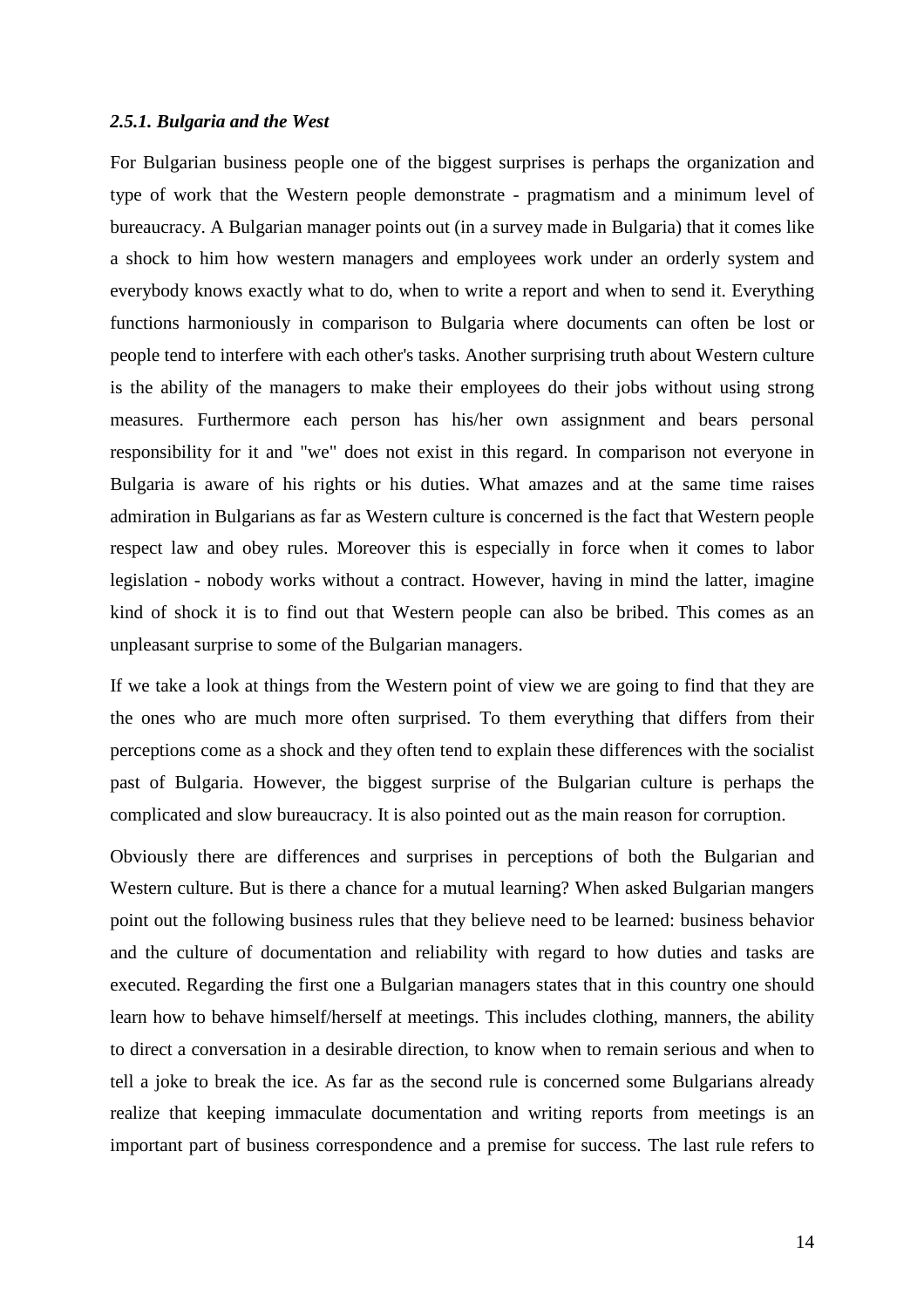#### *2.5.1. Bulgaria and the West*

For Bulgarian business people one of the biggest surprises is perhaps the organization and type of work that the Western people demonstrate - pragmatism and a minimum level of bureaucracy. A Bulgarian manager points out (in a survey made in Bulgaria) that it comes like a shock to him how western managers and employees work under an orderly system and everybody knows exactly what to do, when to write a report and when to send it. Everything functions harmoniously in comparison to Bulgaria where documents can often be lost or people tend to interfere with each other's tasks. Another surprising truth about Western culture is the ability of the managers to make their employees do their jobs without using strong measures. Furthermore each person has his/her own assignment and bears personal responsibility for it and "we" does not exist in this regard. In comparison not everyone in Bulgaria is aware of his rights or his duties. What amazes and at the same time raises admiration in Bulgarians as far as Western culture is concerned is the fact that Western people respect law and obey rules. Moreover this is especially in force when it comes to labor legislation - nobody works without a contract. However, having in mind the latter, imagine kind of shock it is to find out that Western people can also be bribed. This comes as an unpleasant surprise to some of the Bulgarian managers.

If we take a look at things from the Western point of view we are going to find that they are the ones who are much more often surprised. To them everything that differs from their perceptions come as a shock and they often tend to explain these differences with the socialist past of Bulgaria. However, the biggest surprise of the Bulgarian culture is perhaps the complicated and slow bureaucracy. It is also pointed out as the main reason for corruption.

Obviously there are differences and surprises in perceptions of both the Bulgarian and Western culture. But is there a chance for a mutual learning? When asked Bulgarian mangers point out the following business rules that they believe need to be learned: business behavior and the culture of documentation and reliability with regard to how duties and tasks are executed. Regarding the first one a Bulgarian managers states that in this country one should learn how to behave himself/herself at meetings. This includes clothing, manners, the ability to direct a conversation in a desirable direction, to know when to remain serious and when to tell a joke to break the ice. As far as the second rule is concerned some Bulgarians already realize that keeping immaculate documentation and writing reports from meetings is an important part of business correspondence and a premise for success. The last rule refers to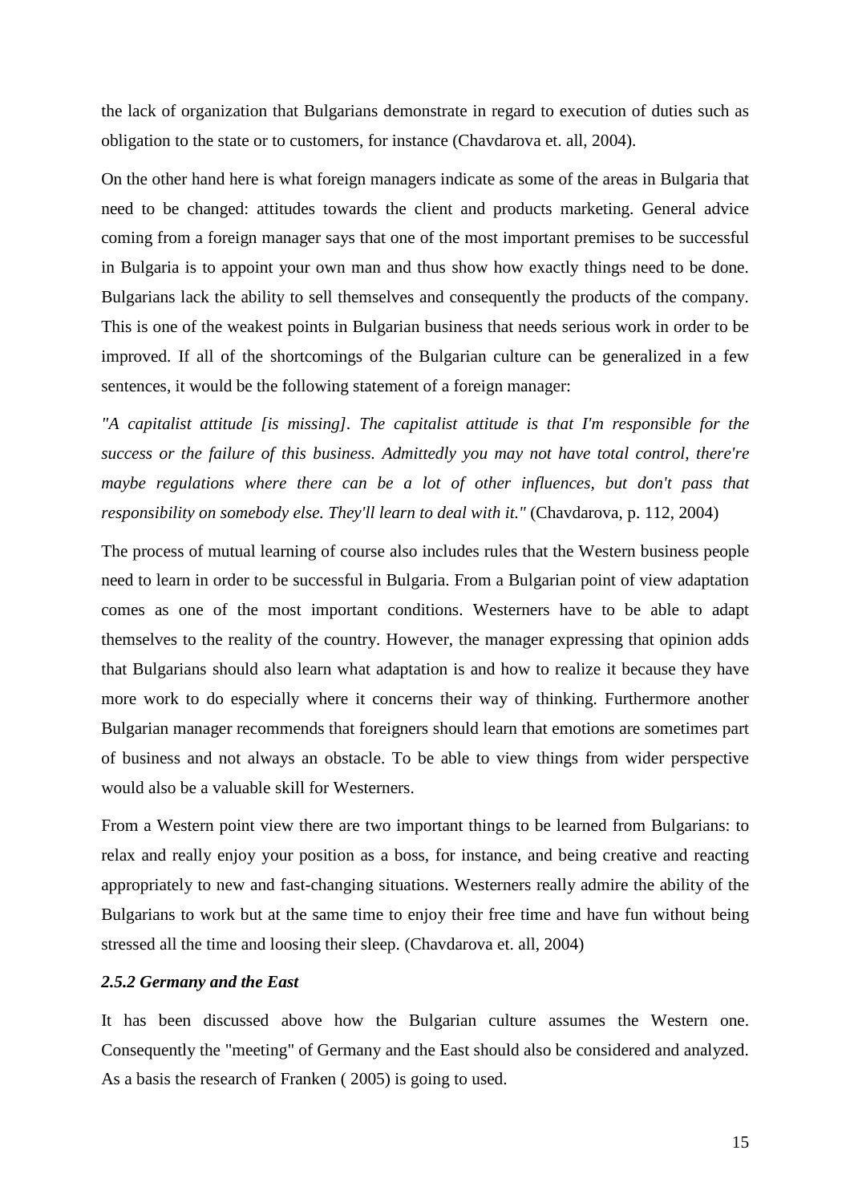the lack of organization that Bulgarians demonstrate in regard to execution of duties such as obligation to the state or to customers, for instance (Chavdarova et. all, 2004).

On the other hand here is what foreign managers indicate as some of the areas in Bulgaria that need to be changed: attitudes towards the client and products marketing. General advice coming from a foreign manager says that one of the most important premises to be successful in Bulgaria is to appoint your own man and thus show how exactly things need to be done. Bulgarians lack the ability to sell themselves and consequently the products of the company. This is one of the weakest points in Bulgarian business that needs serious work in order to be improved. If all of the shortcomings of the Bulgarian culture can be generalized in a few sentences, it would be the following statement of a foreign manager:

*"A capitalist attitude [is missing]. The capitalist attitude is that I'm responsible for the success or the failure of this business. Admittedly you may not have total control, there're maybe regulations where there can be a lot of other influences, but don't pass that responsibility on somebody else. They'll learn to deal with it."* (Chavdarova, p. 112, 2004)

The process of mutual learning of course also includes rules that the Western business people need to learn in order to be successful in Bulgaria. From a Bulgarian point of view adaptation comes as one of the most important conditions. Westerners have to be able to adapt themselves to the reality of the country. However, the manager expressing that opinion adds that Bulgarians should also learn what adaptation is and how to realize it because they have more work to do especially where it concerns their way of thinking. Furthermore another Bulgarian manager recommends that foreigners should learn that emotions are sometimes part of business and not always an obstacle. To be able to view things from wider perspective would also be a valuable skill for Westerners.

From a Western point view there are two important things to be learned from Bulgarians: to relax and really enjoy your position as a boss, for instance, and being creative and reacting appropriately to new and fast-changing situations. Westerners really admire the ability of the Bulgarians to work but at the same time to enjoy their free time and have fun without being stressed all the time and loosing their sleep. (Chavdarova et. all, 2004)

#### *2.5.2 Germany and the East*

It has been discussed above how the Bulgarian culture assumes the Western one. Consequently the "meeting" of Germany and the East should also be considered and analyzed. As a basis the research of Franken ( 2005) is going to used.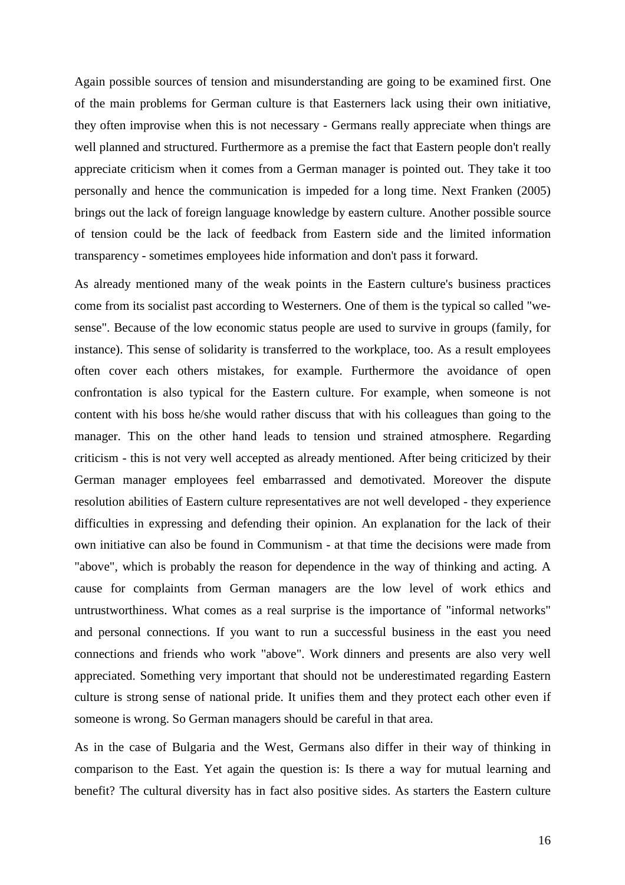Again possible sources of tension and misunderstanding are going to be examined first. One of the main problems for German culture is that Easterners lack using their own initiative, they often improvise when this is not necessary - Germans really appreciate when things are well planned and structured. Furthermore as a premise the fact that Eastern people don't really appreciate criticism when it comes from a German manager is pointed out. They take it too personally and hence the communication is impeded for a long time. Next Franken (2005) brings out the lack of foreign language knowledge by eastern culture. Another possible source of tension could be the lack of feedback from Eastern side and the limited information transparency - sometimes employees hide information and don't pass it forward.

As already mentioned many of the weak points in the Eastern culture's business practices come from its socialist past according to Westerners. One of them is the typical so called "we-sense". Because of the low economic status people are used to survive in groups (family, for instance). This sense of solidarity is transferred to the workplace, too. As a result employees often cover each others mistakes, for example. Furthermore the avoidance of open confrontation is also typical for the Eastern culture. For example, when someone is not content with his boss he/she would rather discuss that with his colleagues than going to the manager. This on the other hand leads to tension und strained atmosphere. Regarding criticism - this is not very well accepted as already mentioned. After being criticized by their German manager employees feel embarrassed and demotivated. Moreover the dispute resolution abilities of Eastern culture representatives are not well developed - they experience difficulties in expressing and defending their opinion. An explanation for the lack of their own initiative can also be found in Communism - at that time the decisions were made from "above", which is probably the reason for dependence in the way of thinking and acting. A cause for complaints from German managers are the low level of work ethics and untrustworthiness. What comes as a real surprise is the importance of "informal networks" and personal connections. If you want to run a successful business in the east you need connections and friends who work "above". Work dinners and presents are also very well appreciated. Something very important that should not be underestimated regarding Eastern culture is strong sense of national pride. It unifies them and they protect each other even if someone is wrong. So German managers should be careful in that area.

As in the case of Bulgaria and the West, Germans also differ in their way of thinking in comparison to the East. Yet again the question is: Is there a way for mutual learning and benefit? The cultural diversity has in fact also positive sides. As starters the Eastern culture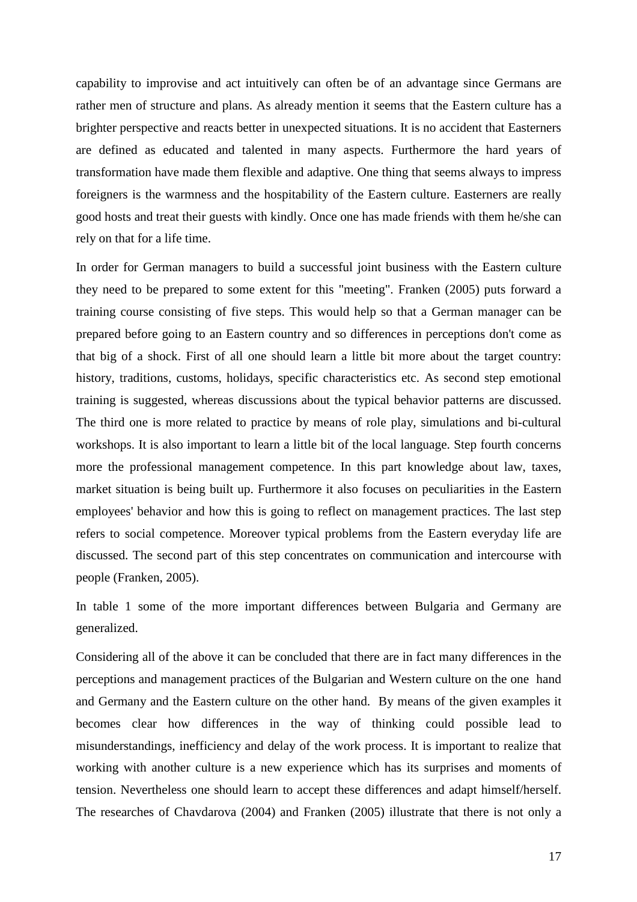capability to improvise and act intuitively can often be of an advantage since Germans are rather men of structure and plans. As already mention it seems that the Eastern culture has a brighter perspective and reacts better in unexpected situations. It is no accident that Easterners are defined as educated and talented in many aspects. Furthermore the hard years of transformation have made them flexible and adaptive. One thing that seems always to impress foreigners is the warmness and the hospitability of the Eastern culture. Easterners are really good hosts and treat their guests with kindly. Once one has made friends with them he/she can rely on that for a life time.

In order for German managers to build a successful joint business with the Eastern culture they need to be prepared to some extent for this "meeting". Franken (2005) puts forward a training course consisting of five steps. This would help so that a German manager can be prepared before going to an Eastern country and so differences in perceptions don't come as that big of a shock. First of all one should learn a little bit more about the target country: history, traditions, customs, holidays, specific characteristics etc. As second step emotional training is suggested, whereas discussions about the typical behavior patterns are discussed. The third one is more related to practice by means of role play, simulations and bi-cultural workshops. It is also important to learn a little bit of the local language. Step fourth concerns more the professional management competence. In this part knowledge about law, taxes, market situation is being built up. Furthermore it also focuses on peculiarities in the Eastern employees' behavior and how this is going to reflect on management practices. The last step refers to social competence. Moreover typical problems from the Eastern everyday life are discussed. The second part of this step concentrates on communication and intercourse with people (Franken, 2005).

In table 1 some of the more important differences between Bulgaria and Germany are generalized.

Considering all of the above it can be concluded that there are in fact many differences in the perceptions and management practices of the Bulgarian and Western culture on the one hand and Germany and the Eastern culture on the other hand. By means of the given examples it becomes clear how differences in the way of thinking could possible lead to misunderstandings, inefficiency and delay of the work process. It is important to realize that working with another culture is a new experience which has its surprises and moments of tension. Nevertheless one should learn to accept these differences and adapt himself/herself. The researches of Chavdarova (2004) and Franken (2005) illustrate that there is not only a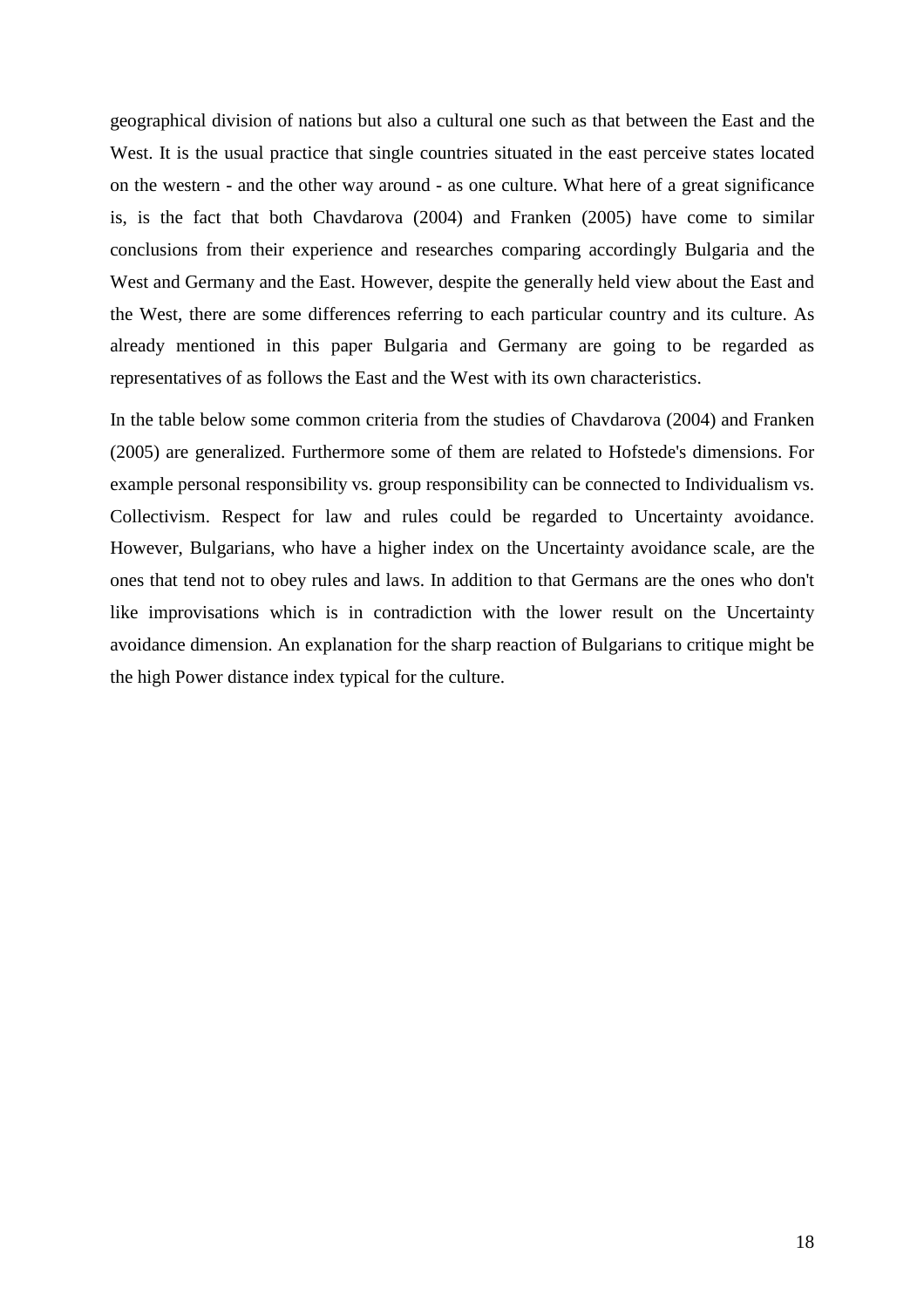geographical division of nations but also a cultural one such as that between the East and the West. It is the usual practice that single countries situated in the east perceive states located on the western - and the other way around - as one culture. What here of a great significance is, is the fact that both Chavdarova (2004) and Franken (2005) have come to similar conclusions from their experience and researches comparing accordingly Bulgaria and the West and Germany and the East. However, despite the generally held view about the East and the West, there are some differences referring to each particular country and its culture. As already mentioned in this paper Bulgaria and Germany are going to be regarded as representatives of as follows the East and the West with its own characteristics.

In the table below some common criteria from the studies of Chavdarova (2004) and Franken (2005) are generalized. Furthermore some of them are related to Hofstede's dimensions. For example personal responsibility vs. group responsibility can be connected to Individualism vs. Collectivism. Respect for law and rules could be regarded to Uncertainty avoidance. However, Bulgarians, who have a higher index on the Uncertainty avoidance scale, are the ones that tend not to obey rules and laws. In addition to that Germans are the ones who don't like improvisations which is in contradiction with the lower result on the Uncertainty avoidance dimension. An explanation for the sharp reaction of Bulgarians to critique might be the high Power distance index typical for the culture.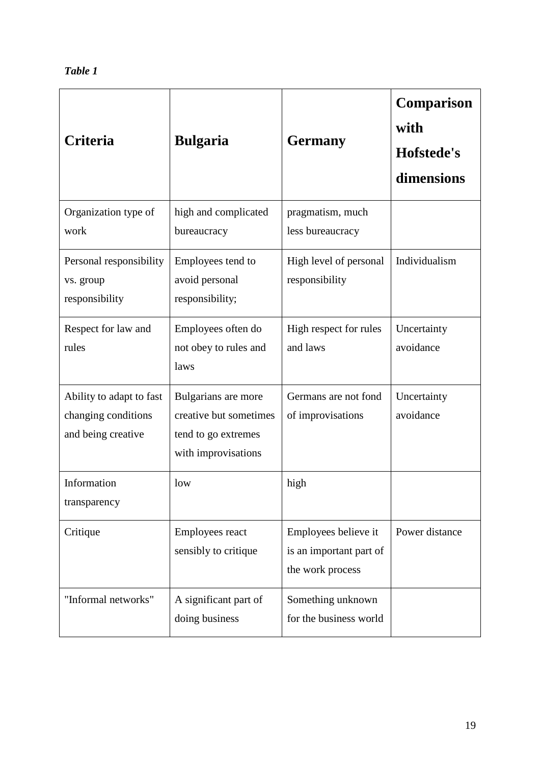*Table 1*

| Criteria | Bulgaria | Germany | Comparison with Hofstede's dimensions |
|---|---|---|---|
| Organization type of work | high and complicated bureaucracy | pragmatism, much less bureaucracy | |
| Personal responsibility vs. group responsibility | Employees tend to avoid personal responsibility; | High level of personal responsibility | Individualism |
| Respect for law and rules | Employees often do not obey to rules and laws | High respect for rules and laws | Uncertainty avoidance |
| Ability to adapt to fast changing conditions and being creative | Bulgarians are more creative but sometimes tend to go extremes with improvisations | Germans are not fond of improvisations | Uncertainty avoidance |
| Information transparency | low | high | |
| Critique | Employees react sensibly to critique | Employees believe it is an important part of the work process | Power distance |
| "Informal networks" | A significant part of doing business | Something unknown for the business world | |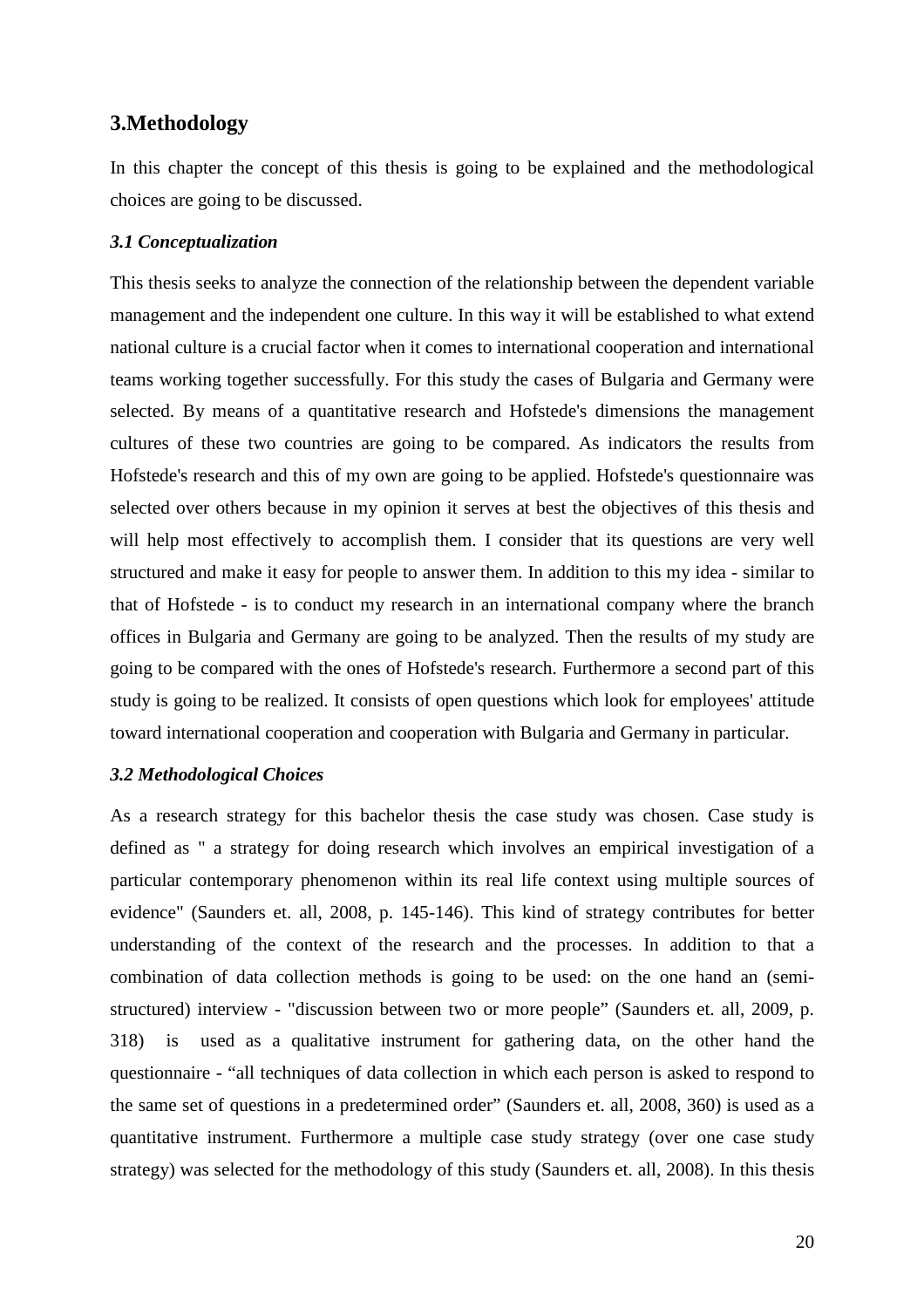## 3.Methodology

In this chapter the concept of this thesis is going to be explained and the methodological choices are going to be discussed.

### *3.1 Conceptualization*

This thesis seeks to analyze the connection of the relationship between the dependent variable management and the independent one culture. In this way it will be established to what extend national culture is a crucial factor when it comes to international cooperation and international teams working together successfully. For this study the cases of Bulgaria and Germany were selected. By means of a quantitative research and Hofstede's dimensions the management cultures of these two countries are going to be compared. As indicators the results from Hofstede's research and this of my own are going to be applied. Hofstede's questionnaire was selected over others because in my opinion it serves at best the objectives of this thesis and will help most effectively to accomplish them. I consider that its questions are very well structured and make it easy for people to answer them. In addition to this my idea - similar to that of Hofstede - is to conduct my research in an international company where the branch offices in Bulgaria and Germany are going to be analyzed. Then the results of my study are going to be compared with the ones of Hofstede's research. Furthermore a second part of this study is going to be realized. It consists of open questions which look for employees' attitude toward international cooperation and cooperation with Bulgaria and Germany in particular.

### *3.2 Methodological Choices*

As a research strategy for this bachelor thesis the case study was chosen. Case study is defined as " a strategy for doing research which involves an empirical investigation of a particular contemporary phenomenon within its real life context using multiple sources of evidence" (Saunders et. all, 2008, p. 145-146). This kind of strategy contributes for better understanding of the context of the research and the processes. In addition to that a combination of data collection methods is going to be used: on the one hand an (semi-structured) interview - "discussion between two or more people" (Saunders et. all, 2009, p. 318) is used as a qualitative instrument for gathering data, on the other hand the questionnaire - "all techniques of data collection in which each person is asked to respond to the same set of questions in a predetermined order" (Saunders et. all, 2008, 360) is used as a quantitative instrument. Furthermore a multiple case study strategy (over one case study strategy) was selected for the methodology of this study (Saunders et. all, 2008). In this thesis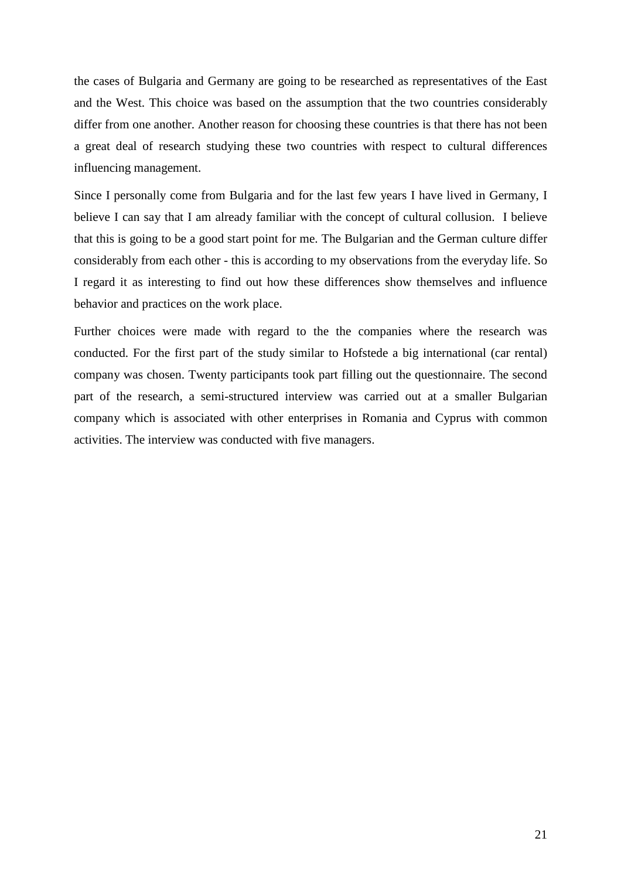the cases of Bulgaria and Germany are going to be researched as representatives of the East and the West. This choice was based on the assumption that the two countries considerably differ from one another. Another reason for choosing these countries is that there has not been a great deal of research studying these two countries with respect to cultural differences influencing management.

Since I personally come from Bulgaria and for the last few years I have lived in Germany, I believe I can say that I am already familiar with the concept of cultural collusion.  I believe that this is going to be a good start point for me. The Bulgarian and the German culture differ considerably from each other - this is according to my observations from the everyday life. So I regard it as interesting to find out how these differences show themselves and influence behavior and practices on the work place.

Further choices were made with regard to the the companies where the research was conducted. For the first part of the study similar to Hofstede a big international (car rental) company was chosen. Twenty participants took part filling out the questionnaire. The second part of the research, a semi-structured interview was carried out at a smaller Bulgarian company which is associated with other enterprises in Romania and Cyprus with common activities. The interview was conducted with five managers.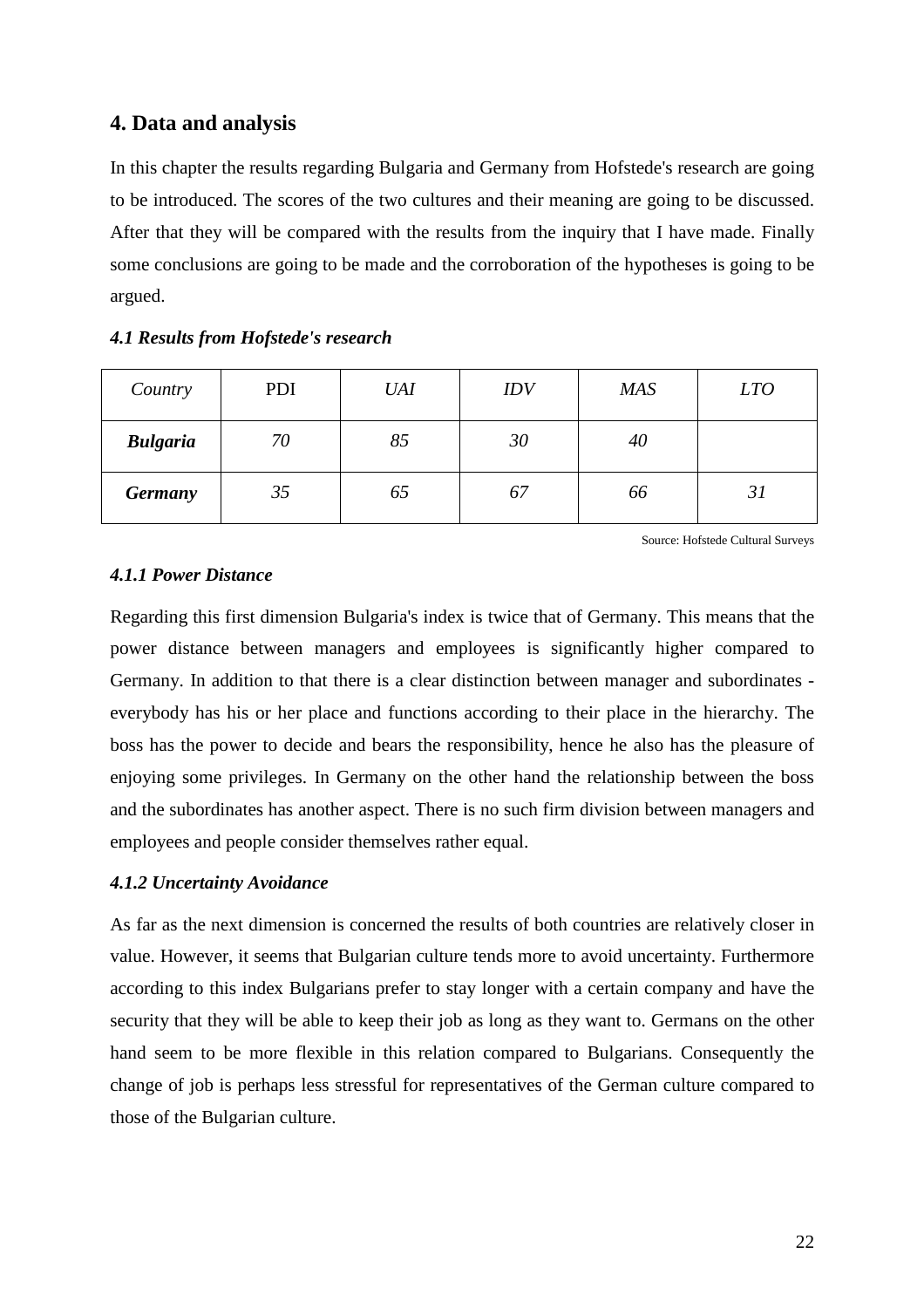## 4. Data and analysis

In this chapter the results regarding Bulgaria and Germany from Hofstede's research are going to be introduced. The scores of the two cultures and their meaning are going to be discussed. After that they will be compared with the results from the inquiry that I have made. Finally some conclusions are going to be made and the corroboration of the hypotheses is going to be argued.

### *4.1 Results from Hofstede's research*

| *Country* | PDI | *UAI* | *IDV* | *MAS* | *LTO* |
|---|---|---|---|---|---|
| ***Bulgaria*** | *70* | *85* | *30* | *40* | |
| ***Germany*** | *35* | *65* | *67* | *66* | *31* |

Source: Hofstede Cultural Surveys

#### *4.1.1 Power Distance*

Regarding this first dimension Bulgaria's index is twice that of Germany. This means that the power distance between managers and employees is significantly higher compared to Germany. In addition to that there is a clear distinction between manager and subordinates - everybody has his or her place and functions according to their place in the hierarchy. The boss has the power to decide and bears the responsibility, hence he also has the pleasure of enjoying some privileges. In Germany on the other hand the relationship between the boss and the subordinates has another aspect. There is no such firm division between managers and employees and people consider themselves rather equal.

#### *4.1.2 Uncertainty Avoidance*

As far as the next dimension is concerned the results of both countries are relatively closer in value. However, it seems that Bulgarian culture tends more to avoid uncertainty. Furthermore according to this index Bulgarians prefer to stay longer with a certain company and have the security that they will be able to keep their job as long as they want to. Germans on the other hand seem to be more flexible in this relation compared to Bulgarians. Consequently the change of job is perhaps less stressful for representatives of the German culture compared to those of the Bulgarian culture.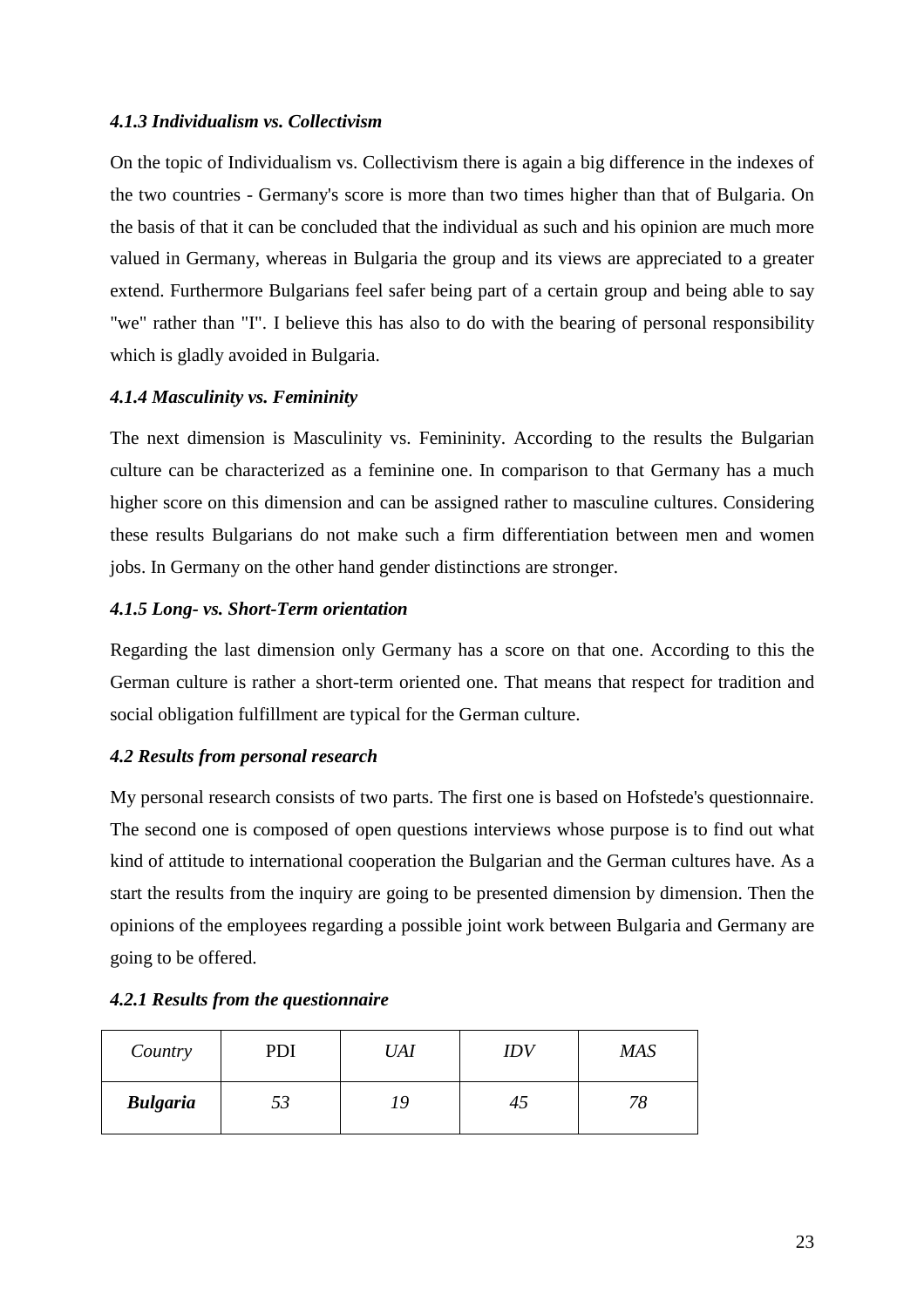#### *4.1.3 Individualism vs. Collectivism*

On the topic of Individualism vs. Collectivism there is again a big difference in the indexes of the two countries - Germany's score is more than two times higher than that of Bulgaria. On the basis of that it can be concluded that the individual as such and his opinion are much more valued in Germany, whereas in Bulgaria the group and its views are appreciated to a greater extend. Furthermore Bulgarians feel safer being part of a certain group and being able to say "we" rather than "I". I believe this has also to do with the bearing of personal responsibility which is gladly avoided in Bulgaria.

#### *4.1.4 Masculinity vs. Femininity*

The next dimension is Masculinity vs. Femininity. According to the results the Bulgarian culture can be characterized as a feminine one. In comparison to that Germany has a much higher score on this dimension and can be assigned rather to masculine cultures. Considering these results Bulgarians do not make such a firm differentiation between men and women jobs. In Germany on the other hand gender distinctions are stronger.

#### *4.1.5 Long- vs. Short-Term orientation*

Regarding the last dimension only Germany has a score on that one. According to this the German culture is rather a short-term oriented one. That means that respect for tradition and social obligation fulfillment are typical for the German culture.

### *4.2 Results from personal research*

My personal research consists of two parts. The first one is based on Hofstede's questionnaire. The second one is composed of open questions interviews whose purpose is to find out what kind of attitude to international cooperation the Bulgarian and the German cultures have. As a start the results from the inquiry are going to be presented dimension by dimension. Then the opinions of the employees regarding a possible joint work between Bulgaria and Germany are going to be offered.

#### *4.2.1 Results from the questionnaire*

| *Country* | PDI | *UAI* | *IDV* | *MAS* |
|---|---|---|---|---|
| ***Bulgaria*** | *53* | *19* | *45* | *78* |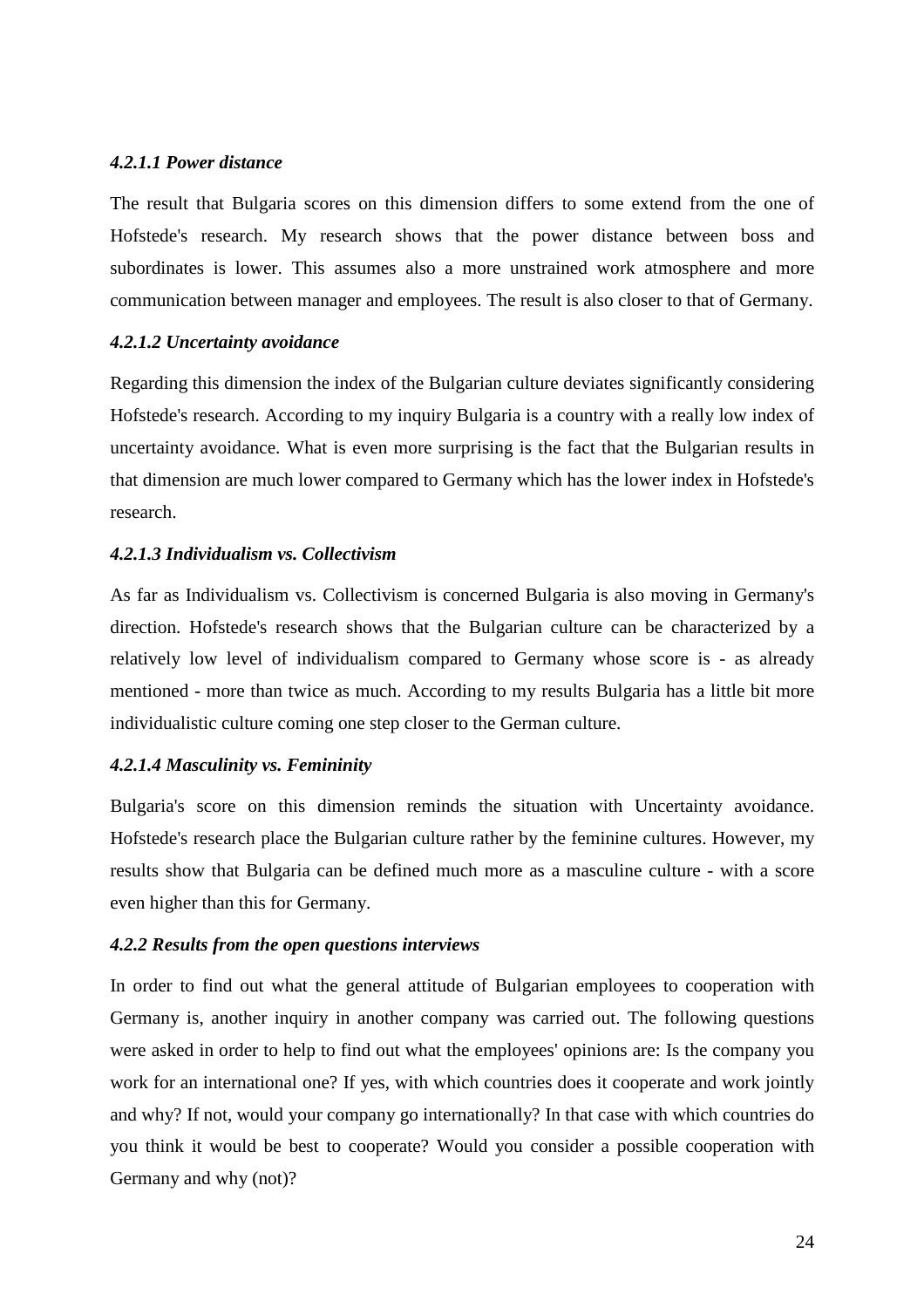#### *4.2.1.1 Power distance*

The result that Bulgaria scores on this dimension differs to some extend from the one of Hofstede's research. My research shows that the power distance between boss and subordinates is lower. This assumes also a more unstrained work atmosphere and more communication between manager and employees. The result is also closer to that of Germany.

#### *4.2.1.2 Uncertainty avoidance*

Regarding this dimension the index of the Bulgarian culture deviates significantly considering Hofstede's research. According to my inquiry Bulgaria is a country with a really low index of uncertainty avoidance. What is even more surprising is the fact that the Bulgarian results in that dimension are much lower compared to Germany which has the lower index in Hofstede's research.

#### *4.2.1.3 Individualism vs. Collectivism*

As far as Individualism vs. Collectivism is concerned Bulgaria is also moving in Germany's direction. Hofstede's research shows that the Bulgarian culture can be characterized by a relatively low level of individualism compared to Germany whose score is - as already mentioned - more than twice as much. According to my results Bulgaria has a little bit more individualistic culture coming one step closer to the German culture.

#### *4.2.1.4 Masculinity vs. Femininity*

Bulgaria's score on this dimension reminds the situation with Uncertainty avoidance. Hofstede's research place the Bulgarian culture rather by the feminine cultures. However, my results show that Bulgaria can be defined much more as a masculine culture - with a score even higher than this for Germany.

### *4.2.2 Results from the open questions interviews*

In order to find out what the general attitude of Bulgarian employees to cooperation with Germany is, another inquiry in another company was carried out. The following questions were asked in order to help to find out what the employees' opinions are: Is the company you work for an international one? If yes, with which countries does it cooperate and work jointly and why? If not, would your company go internationally? In that case with which countries do you think it would be best to cooperate? Would you consider a possible cooperation with Germany and why (not)?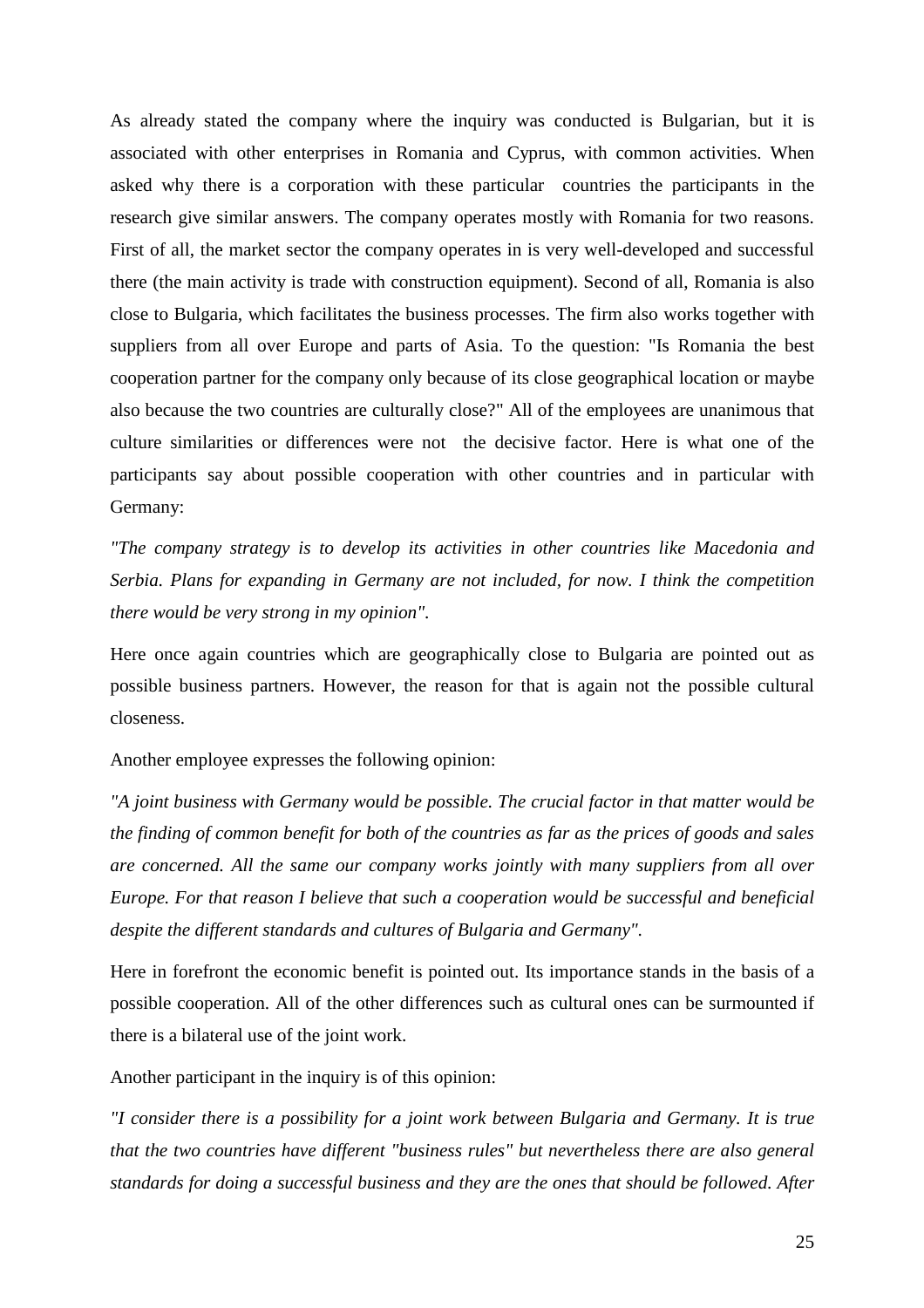As already stated the company where the inquiry was conducted is Bulgarian, but it is associated with other enterprises in Romania and Cyprus, with common activities. When asked why there is a corporation with these particular countries the participants in the research give similar answers. The company operates mostly with Romania for two reasons. First of all, the market sector the company operates in is very well-developed and successful there (the main activity is trade with construction equipment). Second of all, Romania is also close to Bulgaria, which facilitates the business processes. The firm also works together with suppliers from all over Europe and parts of Asia. To the question: "Is Romania the best cooperation partner for the company only because of its close geographical location or maybe also because the two countries are culturally close?" All of the employees are unanimous that culture similarities or differences were not the decisive factor. Here is what one of the participants say about possible cooperation with other countries and in particular with Germany:

*"The company strategy is to develop its activities in other countries like Macedonia and Serbia. Plans for expanding in Germany are not included, for now. I think the competition there would be very strong in my opinion".*

Here once again countries which are geographically close to Bulgaria are pointed out as possible business partners. However, the reason for that is again not the possible cultural closeness.

Another employee expresses the following opinion:

*"A joint business with Germany would be possible. The crucial factor in that matter would be the finding of common benefit for both of the countries as far as the prices of goods and sales are concerned. All the same our company works jointly with many suppliers from all over Europe. For that reason I believe that such a cooperation would be successful and beneficial despite the different standards and cultures of Bulgaria and Germany".*

Here in forefront the economic benefit is pointed out. Its importance stands in the basis of a possible cooperation. All of the other differences such as cultural ones can be surmounted if there is a bilateral use of the joint work.

Another participant in the inquiry is of this opinion:

*"I consider there is a possibility for a joint work between Bulgaria and Germany. It is true that the two countries have different "business rules" but nevertheless there are also general standards for doing a successful business and they are the ones that should be followed. After*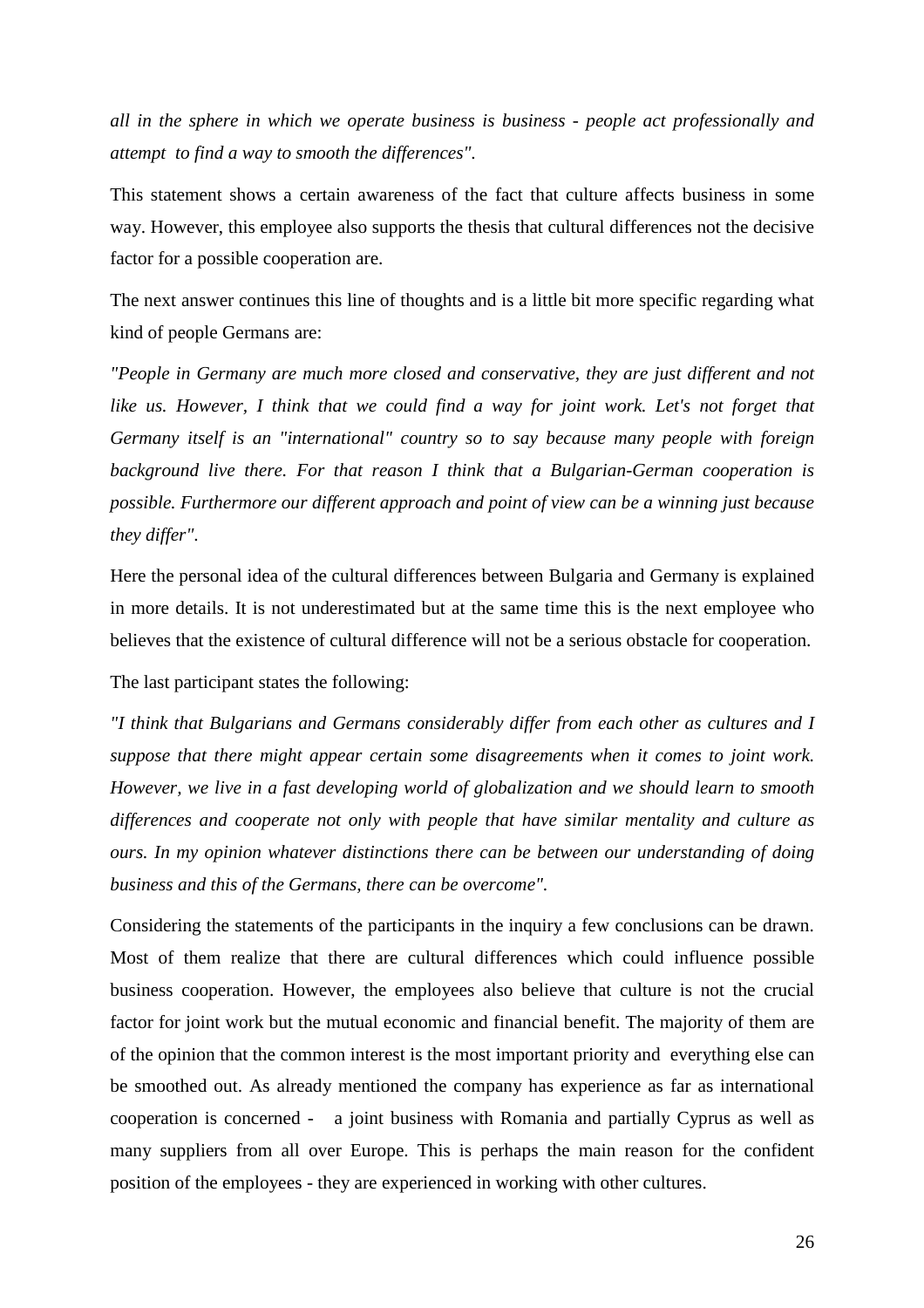*all in the sphere in which we operate business is business - people act professionally and attempt to find a way to smooth the differences".*

This statement shows a certain awareness of the fact that culture affects business in some way. However, this employee also supports the thesis that cultural differences not the decisive factor for a possible cooperation are.

The next answer continues this line of thoughts and is a little bit more specific regarding what kind of people Germans are:

*"People in Germany are much more closed and conservative, they are just different and not like us. However, I think that we could find a way for joint work. Let's not forget that Germany itself is an "international" country so to say because many people with foreign background live there. For that reason I think that a Bulgarian-German cooperation is possible. Furthermore our different approach and point of view can be a winning just because they differ".*

Here the personal idea of the cultural differences between Bulgaria and Germany is explained in more details. It is not underestimated but at the same time this is the next employee who believes that the existence of cultural difference will not be a serious obstacle for cooperation.

The last participant states the following:

*"I think that Bulgarians and Germans considerably differ from each other as cultures and I suppose that there might appear certain some disagreements when it comes to joint work. However, we live in a fast developing world of globalization and we should learn to smooth differences and cooperate not only with people that have similar mentality and culture as ours. In my opinion whatever distinctions there can be between our understanding of doing business and this of the Germans, there can be overcome".*

Considering the statements of the participants in the inquiry a few conclusions can be drawn. Most of them realize that there are cultural differences which could influence possible business cooperation. However, the employees also believe that culture is not the crucial factor for joint work but the mutual economic and financial benefit. The majority of them are of the opinion that the common interest is the most important priority and everything else can be smoothed out. As already mentioned the company has experience as far as international cooperation is concerned - a joint business with Romania and partially Cyprus as well as many suppliers from all over Europe. This is perhaps the main reason for the confident position of the employees - they are experienced in working with other cultures.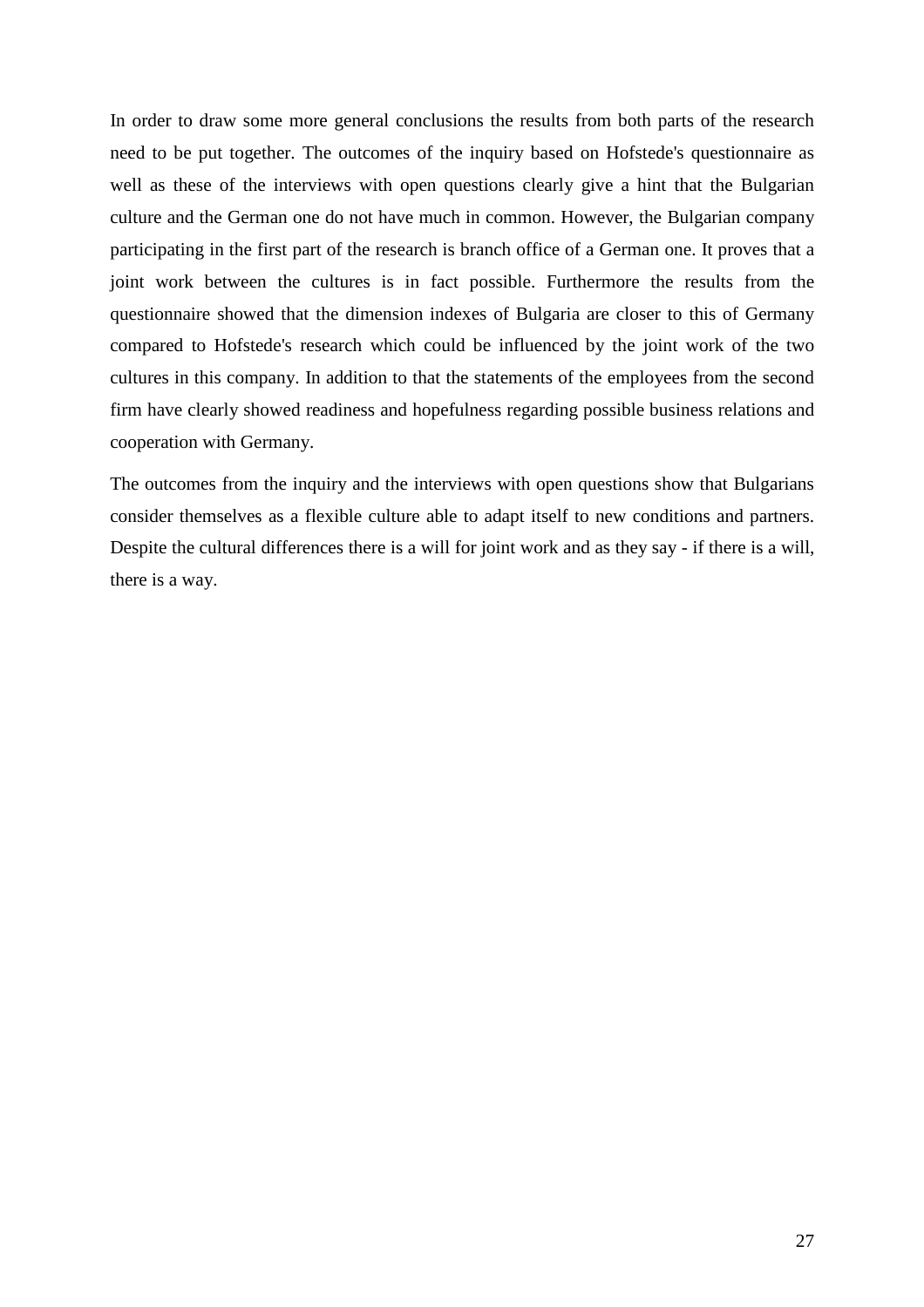In order to draw some more general conclusions the results from both parts of the research need to be put together. The outcomes of the inquiry based on Hofstede's questionnaire as well as these of the interviews with open questions clearly give a hint that the Bulgarian culture and the German one do not have much in common. However, the Bulgarian company participating in the first part of the research is branch office of a German one. It proves that a joint work between the cultures is in fact possible. Furthermore the results from the questionnaire showed that the dimension indexes of Bulgaria are closer to this of Germany compared to Hofstede's research which could be influenced by the joint work of the two cultures in this company. In addition to that the statements of the employees from the second firm have clearly showed readiness and hopefulness regarding possible business relations and cooperation with Germany.

The outcomes from the inquiry and the interviews with open questions show that Bulgarians consider themselves as a flexible culture able to adapt itself to new conditions and partners. Despite the cultural differences there is a will for joint work and as they say - if there is a will, there is a way.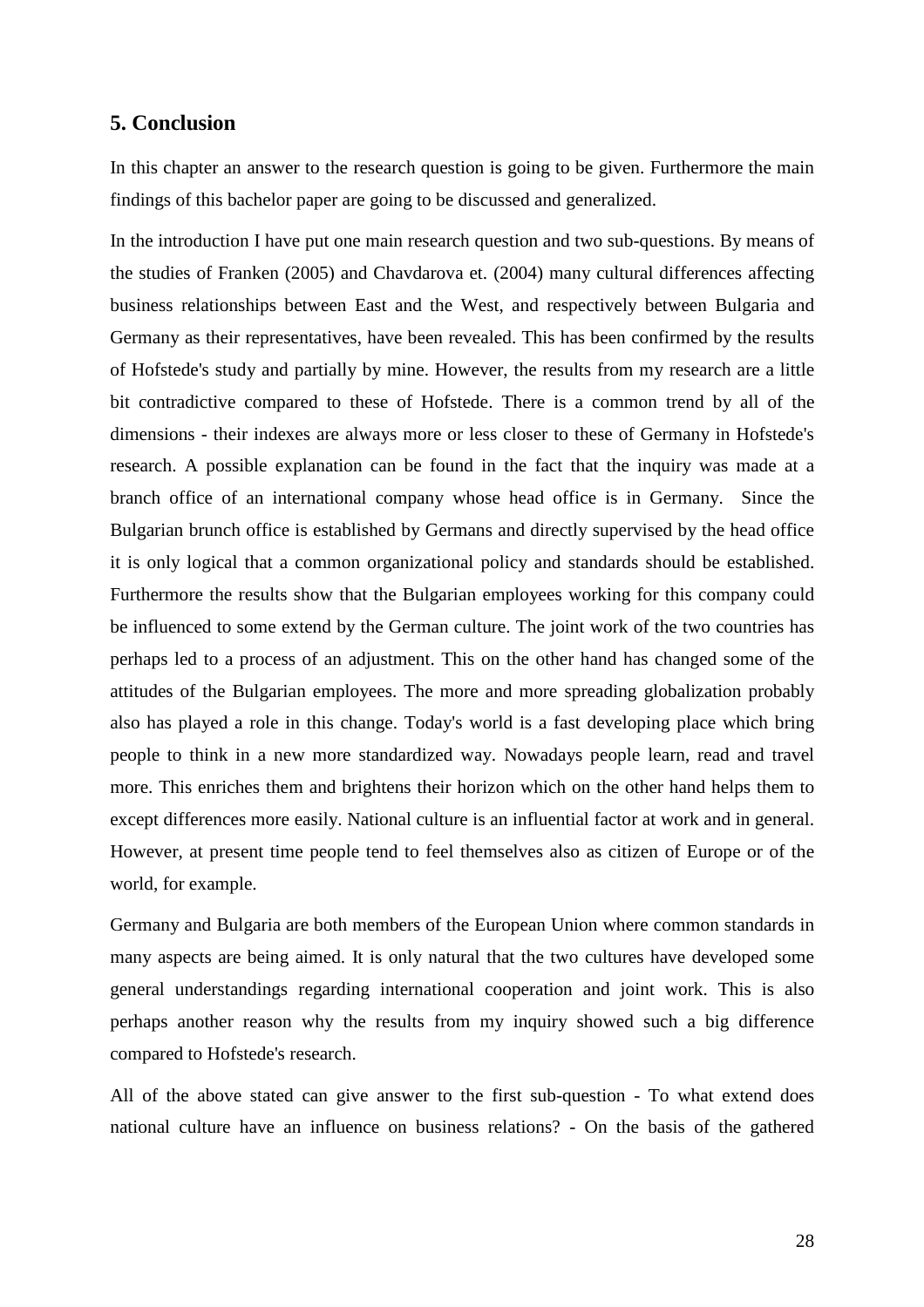## 5. Conclusion

In this chapter an answer to the research question is going to be given. Furthermore the main findings of this bachelor paper are going to be discussed and generalized.

In the introduction I have put one main research question and two sub-questions. By means of the studies of Franken (2005) and Chavdarova et. (2004) many cultural differences affecting business relationships between East and the West, and respectively between Bulgaria and Germany as their representatives, have been revealed. This has been confirmed by the results of Hofstede's study and partially by mine. However, the results from my research are a little bit contradictive compared to these of Hofstede. There is a common trend by all of the dimensions - their indexes are always more or less closer to these of Germany in Hofstede's research. A possible explanation can be found in the fact that the inquiry was made at a branch office of an international company whose head office is in Germany. Since the Bulgarian brunch office is established by Germans and directly supervised by the head office it is only logical that a common organizational policy and standards should be established. Furthermore the results show that the Bulgarian employees working for this company could be influenced to some extend by the German culture. The joint work of the two countries has perhaps led to a process of an adjustment. This on the other hand has changed some of the attitudes of the Bulgarian employees. The more and more spreading globalization probably also has played a role in this change. Today's world is a fast developing place which bring people to think in a new more standardized way. Nowadays people learn, read and travel more. This enriches them and brightens their horizon which on the other hand helps them to except differences more easily. National culture is an influential factor at work and in general. However, at present time people tend to feel themselves also as citizen of Europe or of the world, for example.

Germany and Bulgaria are both members of the European Union where common standards in many aspects are being aimed. It is only natural that the two cultures have developed some general understandings regarding international cooperation and joint work. This is also perhaps another reason why the results from my inquiry showed such a big difference compared to Hofstede's research.

All of the above stated can give answer to the first sub-question - To what extend does national culture have an influence on business relations? - On the basis of the gathered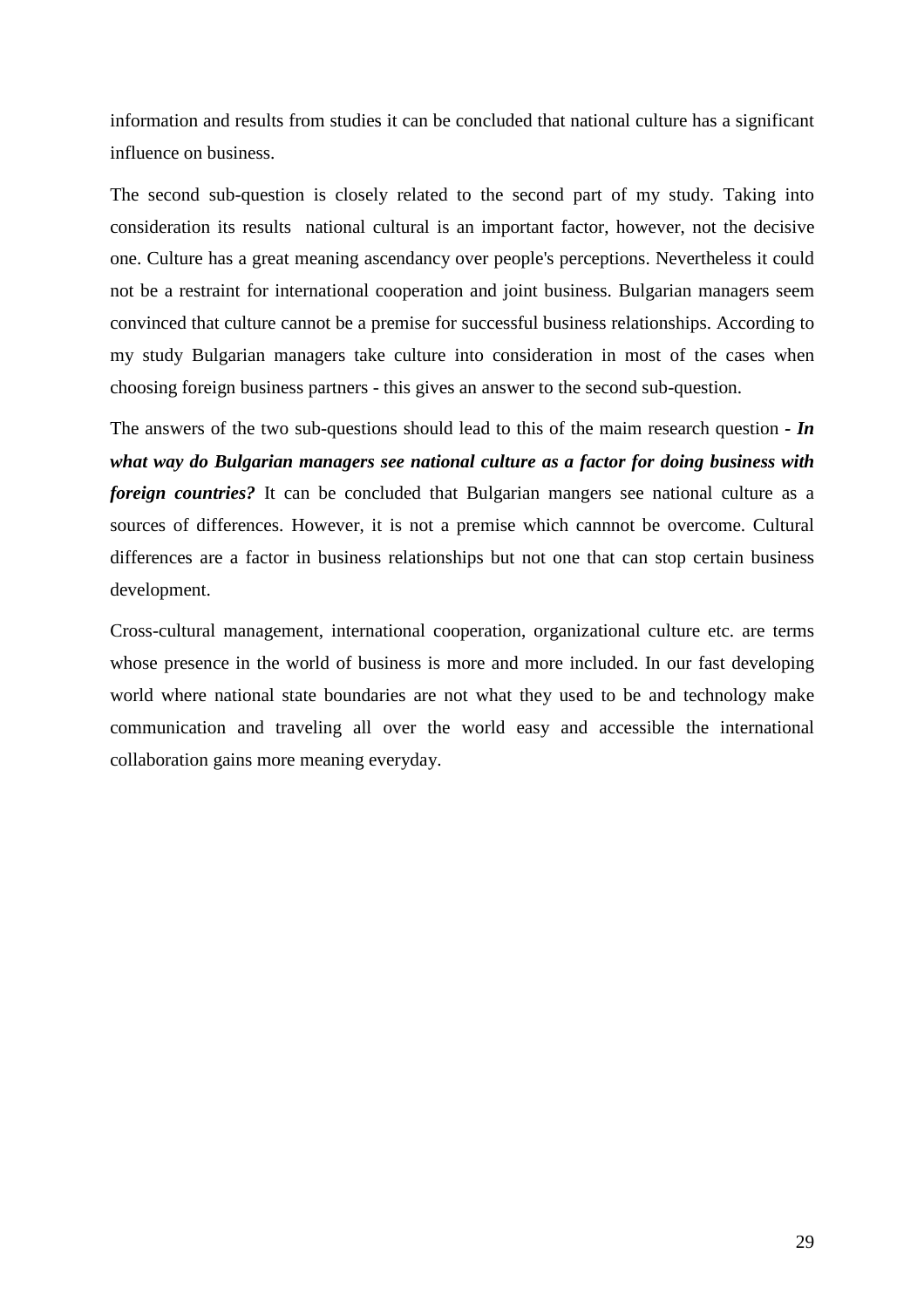information and results from studies it can be concluded that national culture has a significant influence on business.

The second sub-question is closely related to the second part of my study. Taking into consideration its results  national cultural is an important factor, however, not the decisive one. Culture has a great meaning ascendancy over people's perceptions. Nevertheless it could not be a restraint for international cooperation and joint business. Bulgarian managers seem convinced that culture cannot be a premise for successful business relationships. According to my study Bulgarian managers take culture into consideration in most of the cases when choosing foreign business partners - this gives an answer to the second sub-question.

The answers of the two sub-questions should lead to this of the maim research question - ***In what way do Bulgarian managers see national culture as a factor for doing business with foreign countries?*** It can be concluded that Bulgarian mangers see national culture as a sources of differences. However, it is not a premise which cannnot be overcome. Cultural differences are a factor in business relationships but not one that can stop certain business development.

Cross-cultural management, international cooperation, organizational culture etc. are terms whose presence in the world of business is more and more included. In our fast developing world where national state boundaries are not what they used to be and technology make communication and traveling all over the world easy and accessible the international collaboration gains more meaning everyday.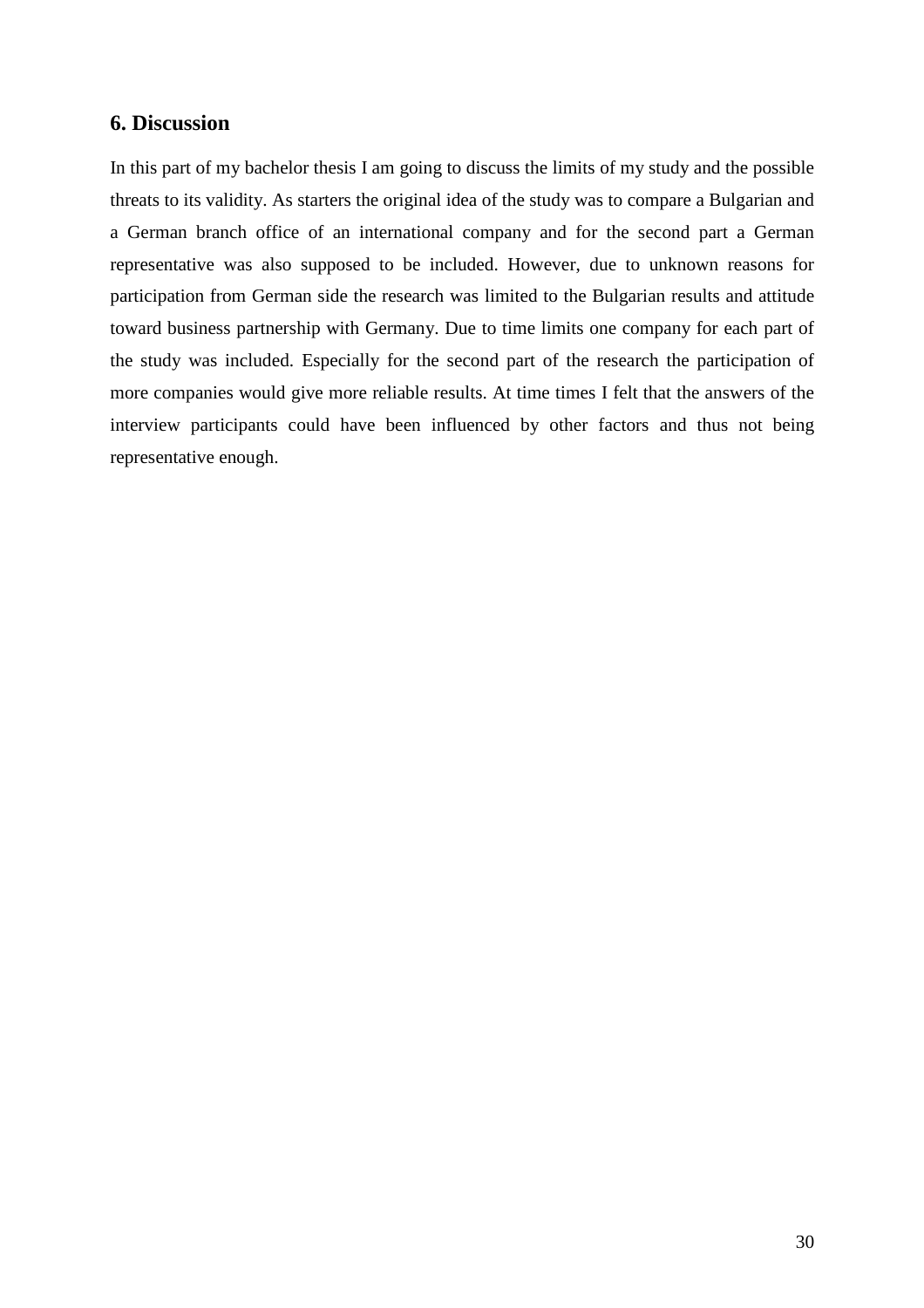## 6. Discussion

In this part of my bachelor thesis I am going to discuss the limits of my study and the possible threats to its validity. As starters the original idea of the study was to compare a Bulgarian and a German branch office of an international company and for the second part a German representative was also supposed to be included. However, due to unknown reasons for participation from German side the research was limited to the Bulgarian results and attitude toward business partnership with Germany. Due to time limits one company for each part of the study was included. Especially for the second part of the research the participation of more companies would give more reliable results. At time times I felt that the answers of the interview participants could have been influenced by other factors and thus not being representative enough.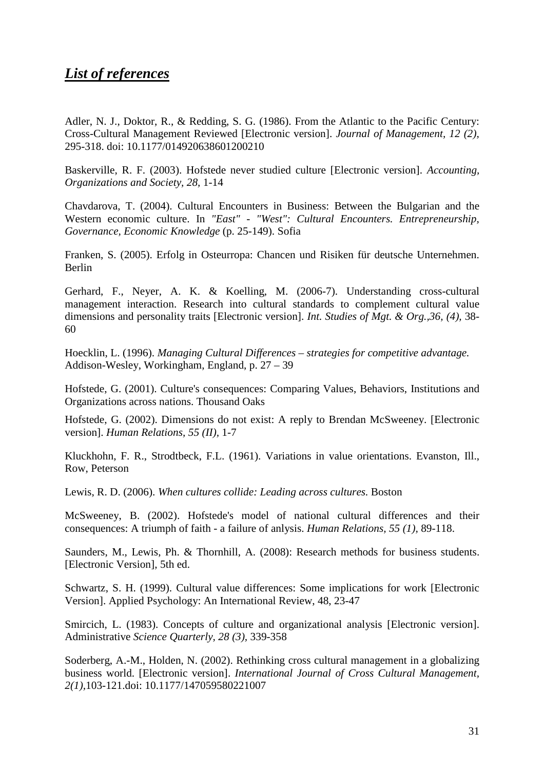## ***List of references***

Adler, N. J., Doktor, R., & Redding, S. G. (1986). From the Atlantic to the Pacific Century: Cross-Cultural Management Reviewed [Electronic version]. *Journal of Management, 12 (2),* 295-318. doi: 10.1177/014920638601200210

Baskerville, R. F. (2003). Hofstede never studied culture [Electronic version]. *Accounting, Organizations and Society, 28,* 1-14

Chavdarova, T. (2004). Cultural Encounters in Business: Between the Bulgarian and the Western economic culture. In *"East" - "West": Cultural Encounters. Entrepreneurship, Governance, Economic Knowledge* (p. 25-149). Sofia

Franken, S. (2005). Erfolg in Osteuropa: Chancen und Risiken für deutsche Unternehmen. Berlin

Gerhard, F., Neyer, A. K. & Koelling, M. (2006-7). Understanding cross-cultural management interaction. Research into cultural standards to complement cultural value dimensions and personality traits [Electronic version]. *Int. Studies of Mgt. & Org.,36, (4),* 38-60

Hoecklin, L. (1996). *Managing Cultural Differences – strategies for competitive advantage.* Addison-Wesley, Workingham, England, p. 27 – 39

Hofstede, G. (2001). Culture's consequences: Comparing Values, Behaviors, Institutions and Organizations across nations. Thousand Oaks

Hofstede, G. (2002). Dimensions do not exist: A reply to Brendan McSweeney. [Electronic version]. *Human Relations, 55 (II),* 1-7

Kluckhohn, F. R., Strodtbeck, F.L. (1961). Variations in value orientations. Evanston, Ill., Row, Peterson

Lewis, R. D. (2006). *When cultures collide: Leading across cultures.* Boston

McSweeney, B. (2002). Hofstede's model of national cultural differences and their consequences: A triumph of faith - a failure of anlysis. *Human Relations, 55 (1),* 89-118.

Saunders, M., Lewis, Ph. & Thornhill, A. (2008): Research methods for business students. [Electronic Version], 5th ed.

Schwartz, S. H. (1999). Cultural value differences: Some implications for work [Electronic Version]. Applied Psychology: An International Review, 48, 23-47

Smircich, L. (1983). Concepts of culture and organizational analysis [Electronic version]. Administrative *Science Quarterly, 28 (3),* 339-358

Soderberg, A.-M., Holden, N. (2002). Rethinking cross cultural management in a globalizing business world. [Electronic version]. *International Journal of Cross Cultural Management, 2(1),*103-121.doi: 10.1177/147059580221007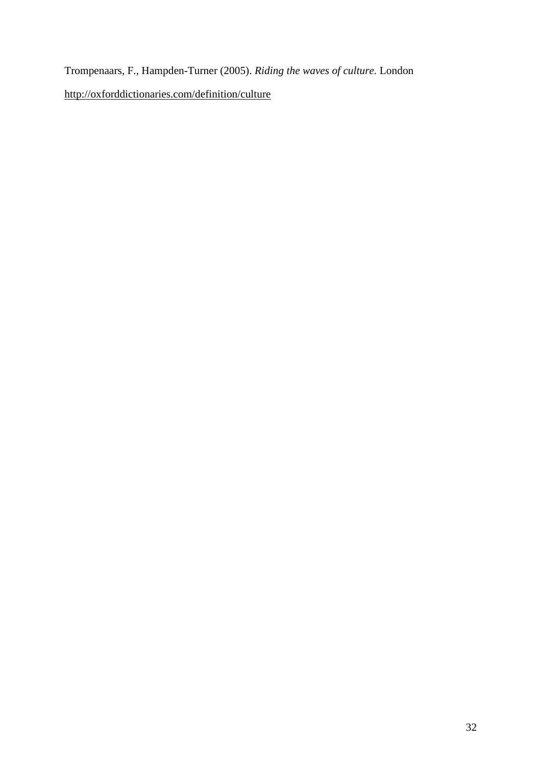Trompenaars, F., Hampden-Turner (2005). *Riding the waves of culture.* London

http://oxforddictionaries.com/definition/culture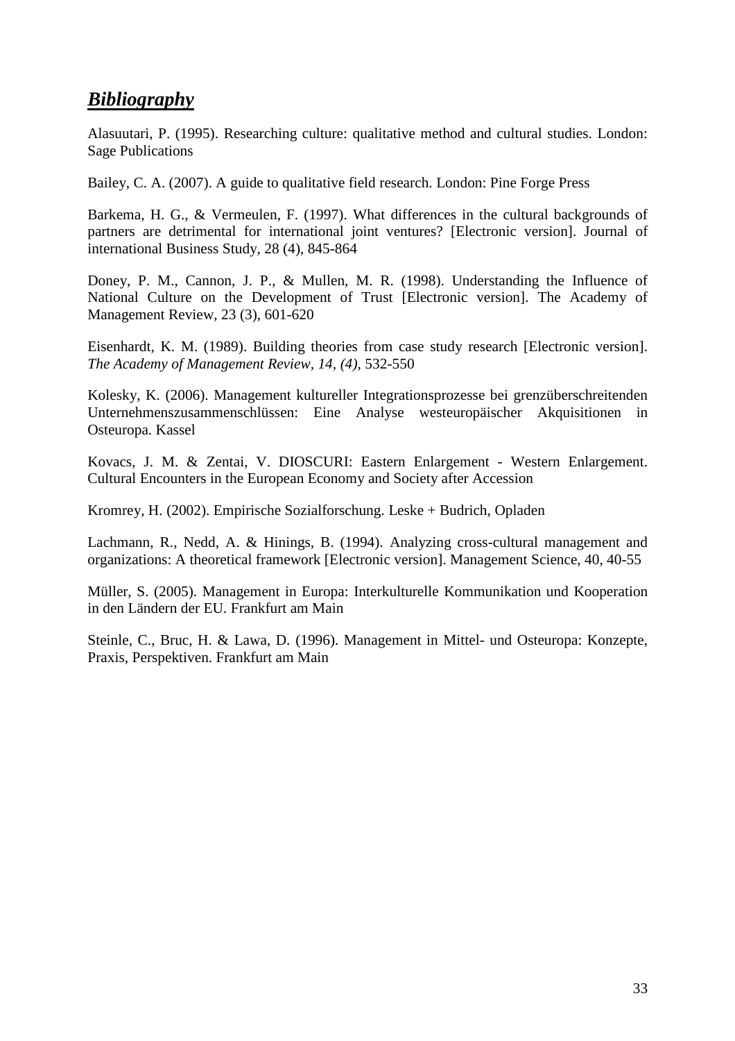## ***Bibliography***

Alasuutari, P. (1995). Researching culture: qualitative method and cultural studies. London: Sage Publications

Bailey, C. A. (2007). A guide to qualitative field research. London: Pine Forge Press

Barkema, H. G., & Vermeulen, F. (1997). What differences in the cultural backgrounds of partners are detrimental for international joint ventures? [Electronic version]. Journal of international Business Study, 28 (4), 845-864

Doney, P. M., Cannon, J. P., & Mullen, M. R. (1998). Understanding the Influence of National Culture on the Development of Trust [Electronic version]. The Academy of Management Review, 23 (3), 601-620

Eisenhardt, K. M. (1989). Building theories from case study research [Electronic version]. *The Academy of Management Review, 14, (4)*, 532-550

Kolesky, K. (2006). Management kultureller Integrationsprozesse bei grenzüberschreitenden Unternehmenszusammenschlüssen: Eine Analyse westeuropäischer Akquisitionen in Osteuropa. Kassel

Kovacs, J. M. & Zentai, V. DIOSCURI: Eastern Enlargement - Western Enlargement. Cultural Encounters in the European Economy and Society after Accession

Kromrey, H. (2002). Empirische Sozialforschung. Leske + Budrich, Opladen

Lachmann, R., Nedd, A. & Hinings, B. (1994). Analyzing cross-cultural management and organizations: A theoretical framework [Electronic version]. Management Science, 40, 40-55

Müller, S. (2005). Management in Europa: Interkulturelle Kommunikation und Kooperation in den Ländern der EU. Frankfurt am Main

Steinle, C., Bruc, H. & Lawa, D. (1996). Management in Mittel- und Osteuropa: Konzepte, Praxis, Perspektiven. Frankfurt am Main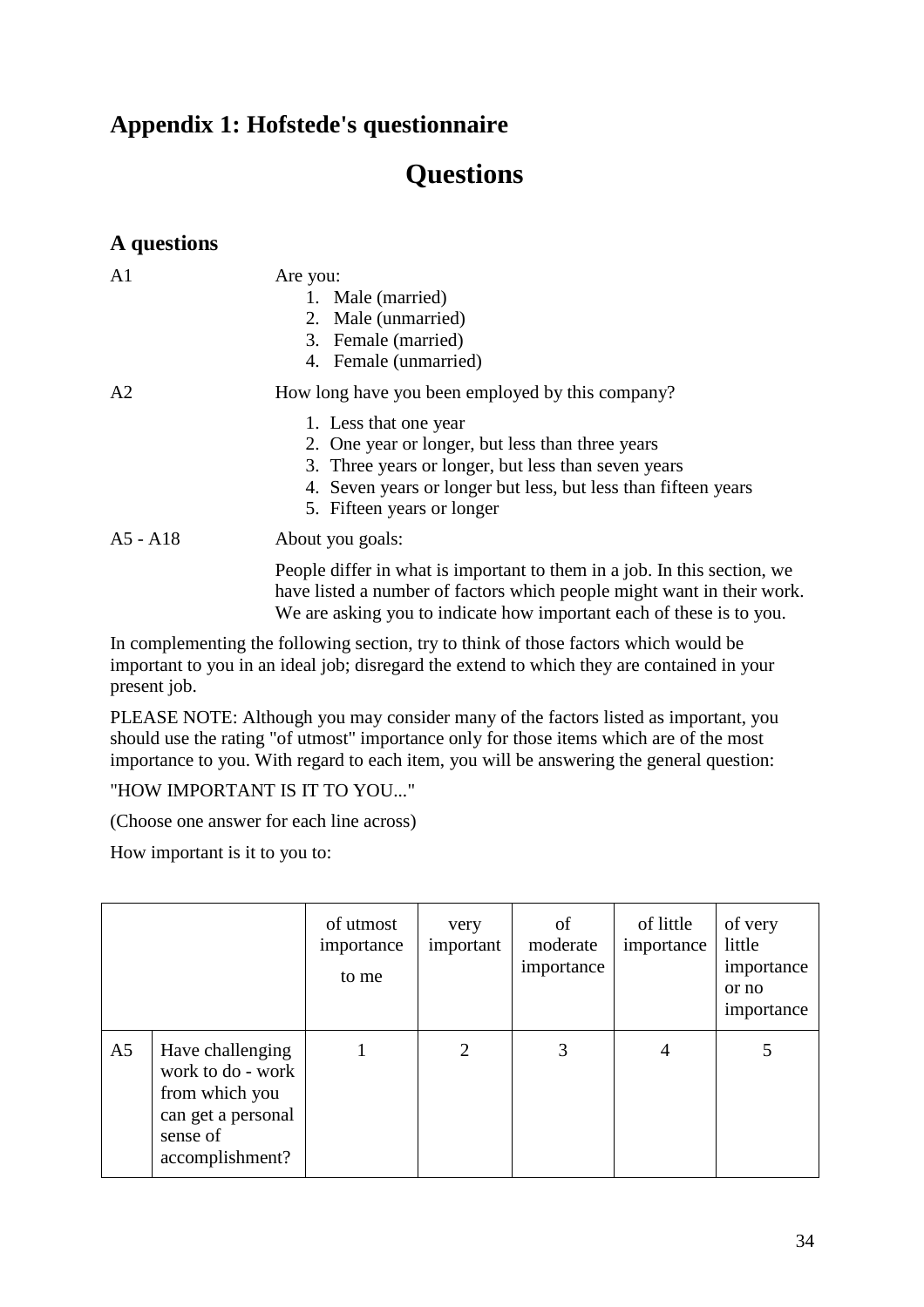## Appendix 1: Hofstede's questionnaire

# Questions

### A questions

A1 Are you:

1. Male (married)
2. Male (unmarried)
3. Female (married)
4. Female (unmarried)

A2 How long have you been employed by this company?

1. Less that one year
2. One year or longer, but less than three years
3. Three years or longer, but less than seven years
4. Seven years or longer but less, but less than fifteen years
5. Fifteen years or longer

A5 - A18 About you goals:

People differ in what is important to them in a job. In this section, we have listed a number of factors which people might want in their work. We are asking you to indicate how important each of these is to you.

In complementing the following section, try to think of those factors which would be important to you in an ideal job; disregard the extend to which they are contained in your present job.

PLEASE NOTE: Although you may consider many of the factors listed as important, you should use the rating "of utmost" importance only for those items which are of the most importance to you. With regard to each item, you will be answering the general question:

"HOW IMPORTANT IS IT TO YOU..."

(Choose one answer for each line across)

How important is it to you to:

| | | of utmost importance to me | very important | of moderate importance | of little importance | of very little importance or no importance |
|---|---|---|---|---|---|---|
| A5 | Have challenging work to do - work from which you can get a personal sense of accomplishment? | 1 | 2 | 3 | 4 | 5 |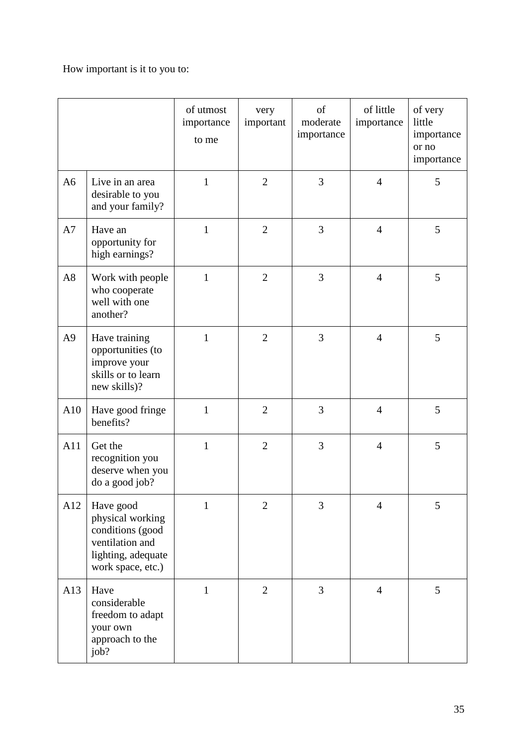How important is it to you to:

| | | of utmost importance to me | very important | of moderate importance | of little importance | of very little importance or no importance |
|---|---|---|---|---|---|---|
| A6 | Live in an area desirable to you and your family? | 1 | 2 | 3 | 4 | 5 |
| A7 | Have an opportunity for high earnings? | 1 | 2 | 3 | 4 | 5 |
| A8 | Work with people who cooperate well with one another? | 1 | 2 | 3 | 4 | 5 |
| A9 | Have training opportunities (to improve your skills or to learn new skills)? | 1 | 2 | 3 | 4 | 5 |
| A10 | Have good fringe benefits? | 1 | 2 | 3 | 4 | 5 |
| A11 | Get the recognition you deserve when you do a good job? | 1 | 2 | 3 | 4 | 5 |
| A12 | Have good physical working conditions (good ventilation and lighting, adequate work space, etc.) | 1 | 2 | 3 | 4 | 5 |
| A13 | Have considerable freedom to adapt your own approach to the job? | 1 | 2 | 3 | 4 | 5 |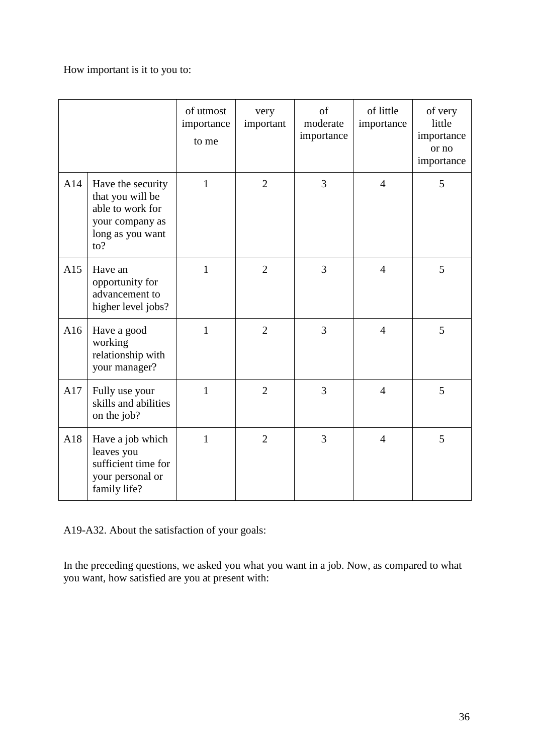How important is it to you to:

| | | of utmost importance to me | very important | of moderate importance | of little importance | of very little importance or no importance |
|---|---|---|---|---|---|---|
| A14 | Have the security that you will be able to work for your company as long as you want to? | 1 | 2 | 3 | 4 | 5 |
| A15 | Have an opportunity for advancement to higher level jobs? | 1 | 2 | 3 | 4 | 5 |
| A16 | Have a good working relationship with your manager? | 1 | 2 | 3 | 4 | 5 |
| A17 | Fully use your skills and abilities on the job? | 1 | 2 | 3 | 4 | 5 |
| A18 | Have a job which leaves you sufficient time for your personal or family life? | 1 | 2 | 3 | 4 | 5 |

A19-A32. About the satisfaction of your goals:

In the preceding questions, we asked you what you want in a job. Now, as compared to what you want, how satisfied are you at present with: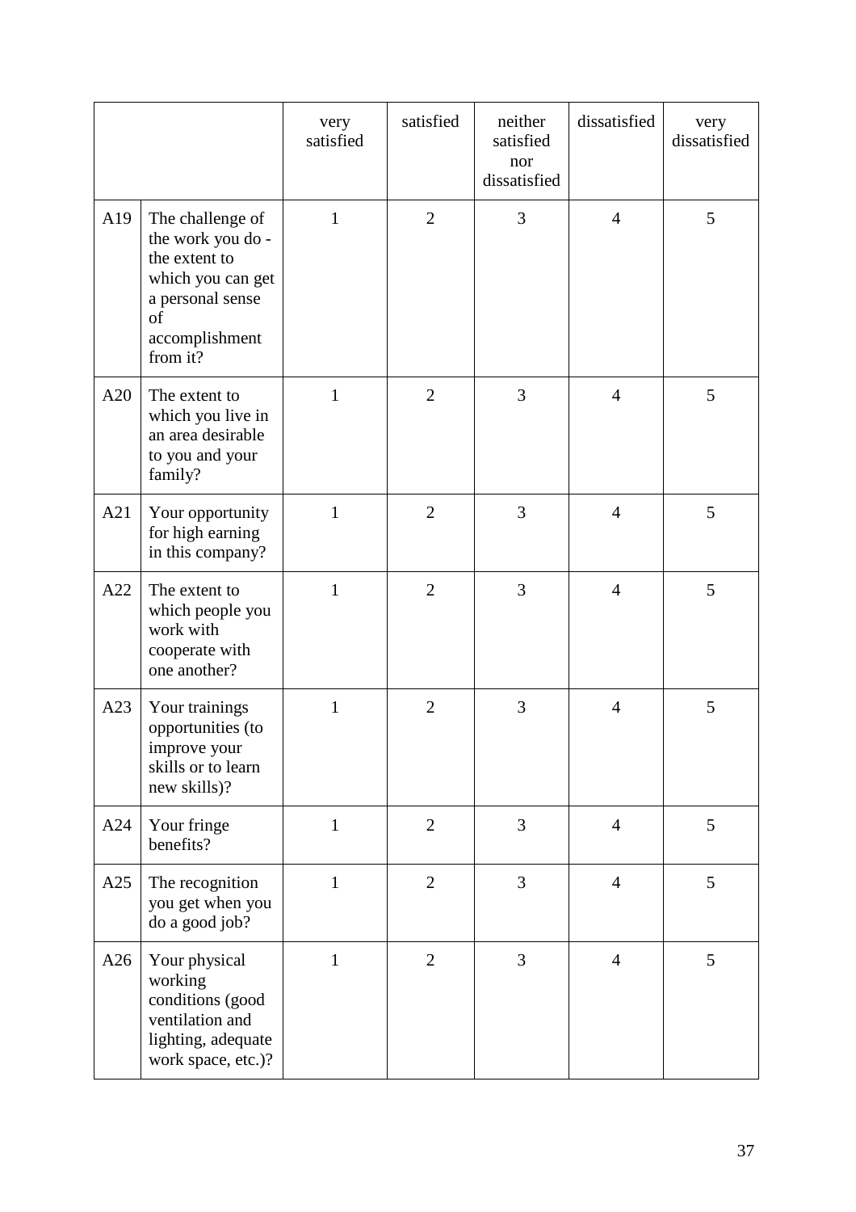| | | very satisfied | satisfied | neither satisfied nor dissatisfied | dissatisfied | very dissatisfied |
|---|---|---|---|---|---|---|
| A19 | The challenge of the work you do - the extent to which you can get a personal sense of accomplishment from it? | 1 | 2 | 3 | 4 | 5 |
| A20 | The extent to which you live in an area desirable to you and your family? | 1 | 2 | 3 | 4 | 5 |
| A21 | Your opportunity for high earning in this company? | 1 | 2 | 3 | 4 | 5 |
| A22 | The extent to which people you work with cooperate with one another? | 1 | 2 | 3 | 4 | 5 |
| A23 | Your trainings opportunities (to improve your skills or to learn new skills)? | 1 | 2 | 3 | 4 | 5 |
| A24 | Your fringe benefits? | 1 | 2 | 3 | 4 | 5 |
| A25 | The recognition you get when you do a good job? | 1 | 2 | 3 | 4 | 5 |
| A26 | Your physical working conditions (good ventilation and lighting, adequate work space, etc.)? | 1 | 2 | 3 | 4 | 5 |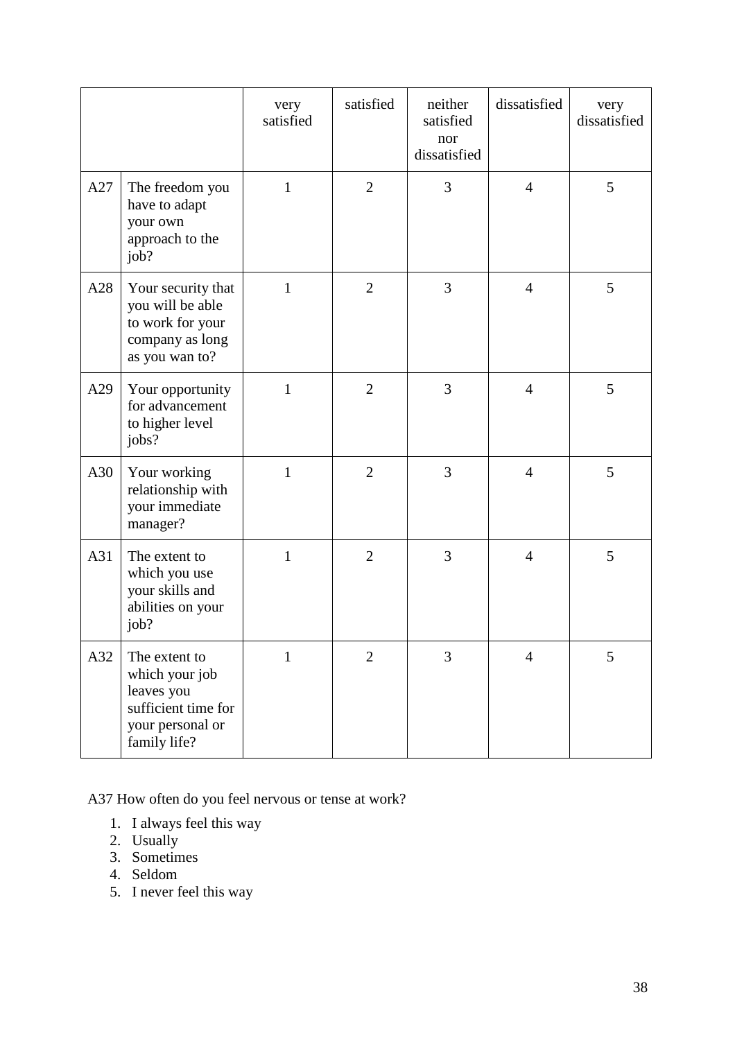| | | very satisfied | satisfied | neither satisfied nor dissatisfied | dissatisfied | very dissatisfied |
|---|---|---|---|---|---|---|
| A27 | The freedom you have to adapt your own approach to the job? | 1 | 2 | 3 | 4 | 5 |
| A28 | Your security that you will be able to work for your company as long as you wan to? | 1 | 2 | 3 | 4 | 5 |
| A29 | Your opportunity for advancement to higher level jobs? | 1 | 2 | 3 | 4 | 5 |
| A30 | Your working relationship with your immediate manager? | 1 | 2 | 3 | 4 | 5 |
| A31 | The extent to which you use your skills and abilities on your job? | 1 | 2 | 3 | 4 | 5 |
| A32 | The extent to which your job leaves you sufficient time for your personal or family life? | 1 | 2 | 3 | 4 | 5 |

A37 How often do you feel nervous or tense at work?

1. I always feel this way
2. Usually
3. Sometimes
4. Seldom
5. I never feel this way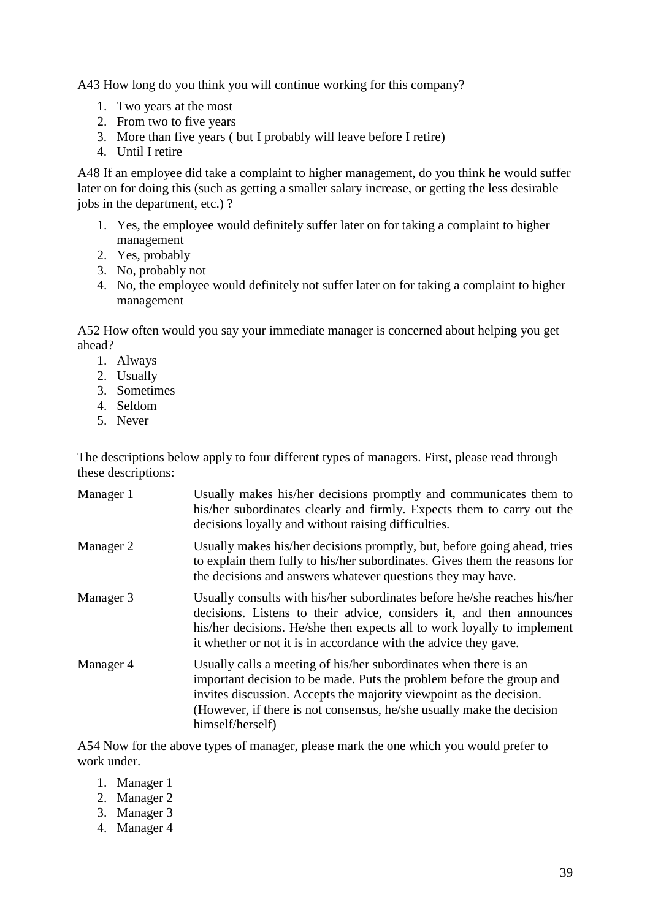A43 How long do you think you will continue working for this company?

1. Two years at the most
2. From two to five years
3. More than five years ( but I probably will leave before I retire)
4. Until I retire

A48 If an employee did take a complaint to higher management, do you think he would suffer later on for doing this (such as getting a smaller salary increase, or getting the less desirable jobs in the department, etc.) ?

1. Yes, the employee would definitely suffer later on for taking a complaint to higher management
2. Yes, probably
3. No, probably not
4. No, the employee would definitely not suffer later on for taking a complaint to higher management

A52 How often would you say your immediate manager is concerned about helping you get ahead?

1. Always
2. Usually
3. Sometimes
4. Seldom
5. Never

The descriptions below apply to four different types of managers. First, please read through these descriptions:

| | |
|---|---|
| Manager 1 | Usually makes his/her decisions promptly and communicates them to his/her subordinates clearly and firmly. Expects them to carry out the decisions loyally and without raising difficulties. |
| Manager 2 | Usually makes his/her decisions promptly, but, before going ahead, tries to explain them fully to his/her subordinates. Gives them the reasons for the decisions and answers whatever questions they may have. |
| Manager 3 | Usually consults with his/her subordinates before he/she reaches his/her decisions. Listens to their advice, considers it, and then announces his/her decisions. He/she then expects all to work loyally to implement it whether or not it is in accordance with the advice they gave. |
| Manager 4 | Usually calls a meeting of his/her subordinates when there is an important decision to be made. Puts the problem before the group and invites discussion. Accepts the majority viewpoint as the decision. (However, if there is not consensus, he/she usually make the decision himself/herself) |

A54 Now for the above types of manager, please mark the one which you would prefer to work under.

1. Manager 1
2. Manager 2
3. Manager 3
4. Manager 4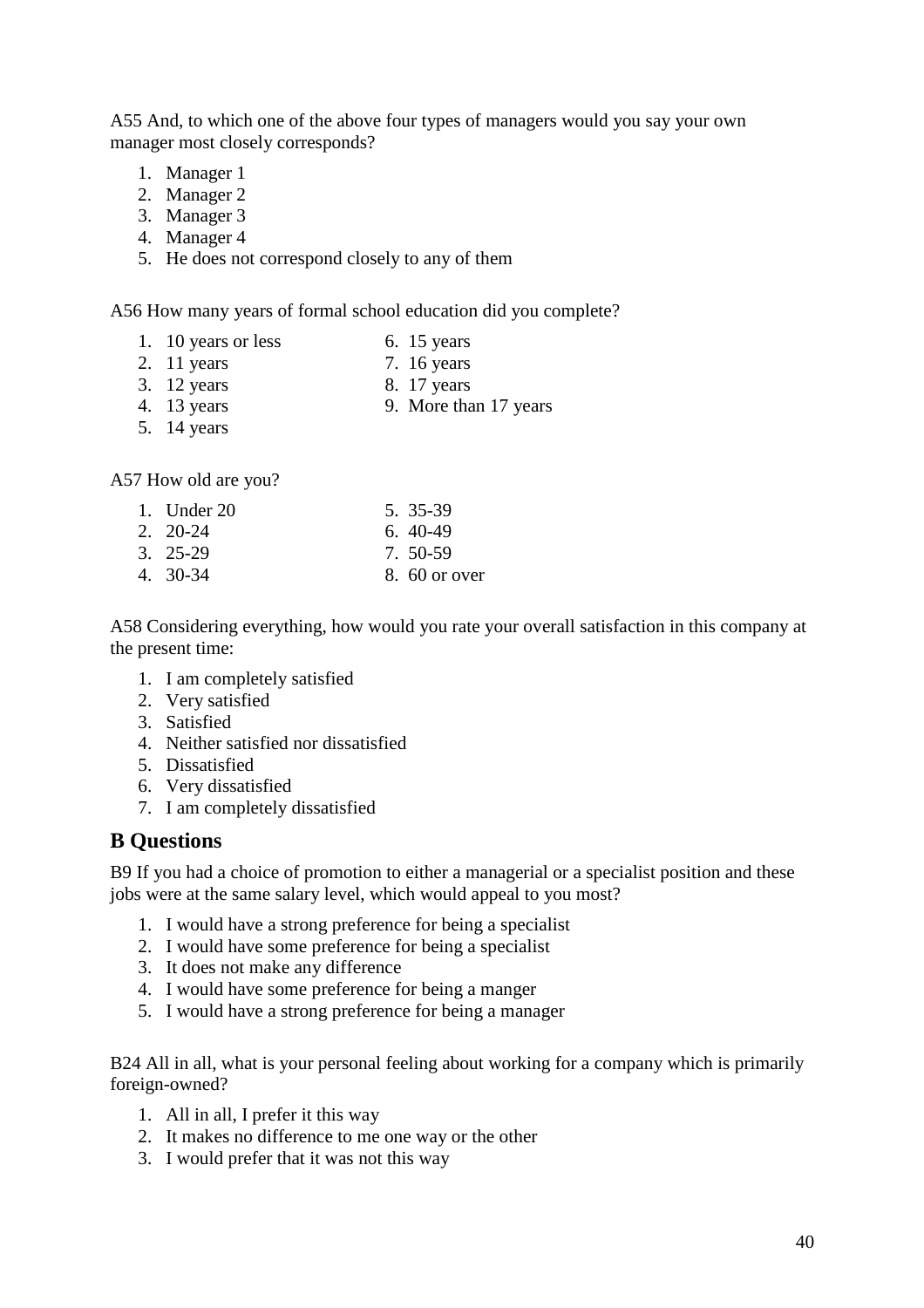A55 And, to which one of the above four types of managers would you say your own manager most closely corresponds?

1. Manager 1
2. Manager 2
3. Manager 3
4. Manager 4
5. He does not correspond closely to any of them

A56 How many years of formal school education did you complete?

1. 10 years or less
2. 11 years
3. 12 years
4. 13 years
5. 14 years
6. 15 years
7. 16 years
8. 17 years
9. More than 17 years

A57 How old are you?

1. Under 20
2. 20-24
3. 25-29
4. 30-34
5. 35-39
6. 40-49
7. 50-59
8. 60 or over

A58 Considering everything, how would you rate your overall satisfaction in this company at the present time:

1. I am completely satisfied
2. Very satisfied
3. Satisfied
4. Neither satisfied nor dissatisfied
5. Dissatisfied
6. Very dissatisfied
7. I am completely dissatisfied

## B Questions

B9 If you had a choice of promotion to either a managerial or a specialist position and these jobs were at the same salary level, which would appeal to you most?

1. I would have a strong preference for being a specialist
2. I would have some preference for being a specialist
3. It does not make any difference
4. I would have some preference for being a manger
5. I would have a strong preference for being a manager

B24 All in all, what is your personal feeling about working for a company which is primarily foreign-owned?

1. All in all, I prefer it this way
2. It makes no difference to me one way or the other
3. I would prefer that it was not this way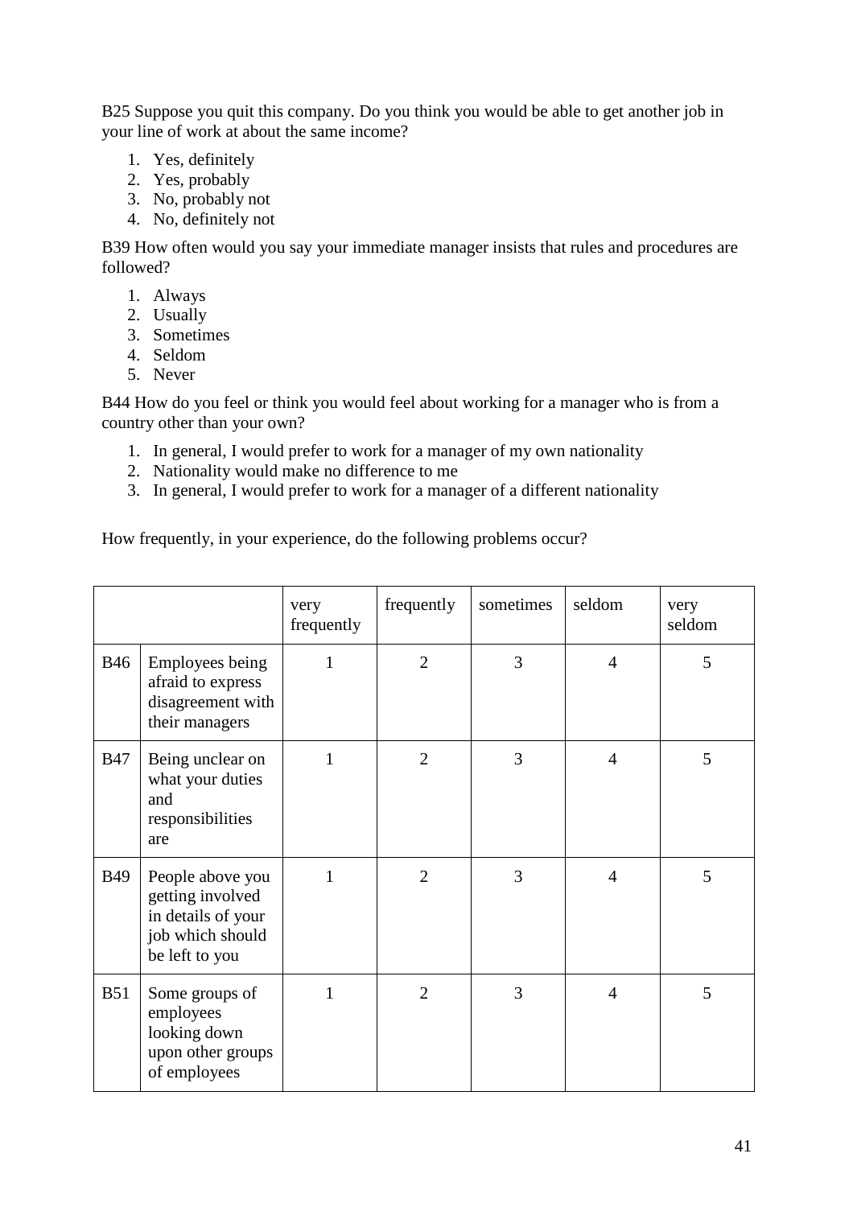B25 Suppose you quit this company. Do you think you would be able to get another job in your line of work at about the same income?

1. Yes, definitely
2. Yes, probably
3. No, probably not
4. No, definitely not

B39 How often would you say your immediate manager insists that rules and procedures are followed?

1. Always
2. Usually
3. Sometimes
4. Seldom
5. Never

B44 How do you feel or think you would feel about working for a manager who is from a country other than your own?

1. In general, I would prefer to work for a manager of my own nationality
2. Nationality would make no difference to me
3. In general, I would prefer to work for a manager of a different nationality

How frequently, in your experience, do the following problems occur?

| | | very frequently | frequently | sometimes | seldom | very seldom |
|---|---|---|---|---|---|---|
| B46 | Employees being afraid to express disagreement with their managers | 1 | 2 | 3 | 4 | 5 |
| B47 | Being unclear on what your duties and responsibilities are | 1 | 2 | 3 | 4 | 5 |
| B49 | People above you getting involved in details of your job which should be left to you | 1 | 2 | 3 | 4 | 5 |
| B51 | Some groups of employees looking down upon other groups of employees | 1 | 2 | 3 | 4 | 5 |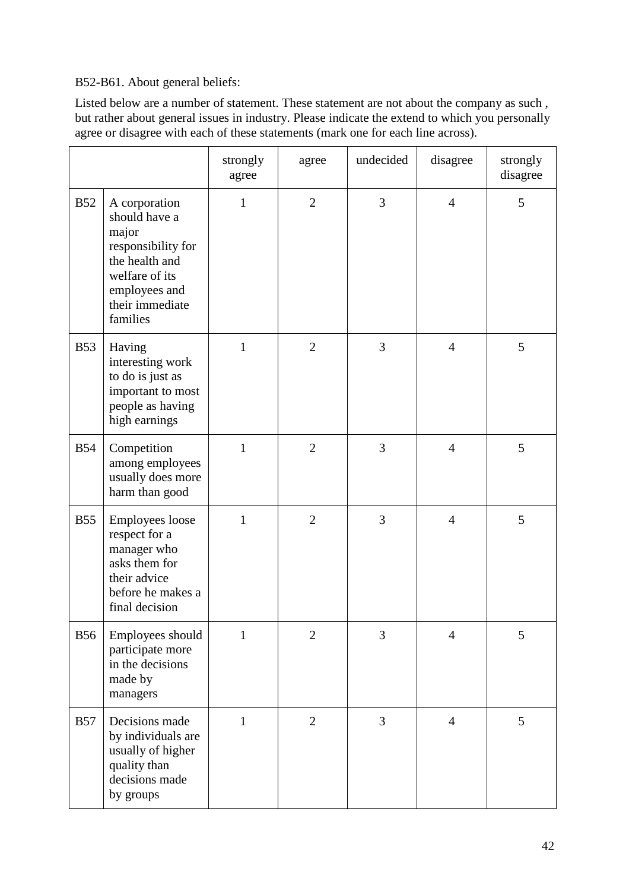B52-B61. About general beliefs:

Listed below are a number of statement. These statement are not about the company as such , but rather about general issues in industry. Please indicate the extend to which you personally agree or disagree with each of these statements (mark one for each line across).

| | | strongly agree | agree | undecided | disagree | strongly disagree |
|---|---|---|---|---|---|---|
| B52 | A corporation should have a major responsibility for the health and welfare of its employees and their immediate families | 1 | 2 | 3 | 4 | 5 |
| B53 | Having interesting work to do is just as important to most people as having high earnings | 1 | 2 | 3 | 4 | 5 |
| B54 | Competition among employees usually does more harm than good | 1 | 2 | 3 | 4 | 5 |
| B55 | Employees loose respect for a manager who asks them for their advice before he makes a final decision | 1 | 2 | 3 | 4 | 5 |
| B56 | Employees should participate more in the decisions made by managers | 1 | 2 | 3 | 4 | 5 |
| B57 | Decisions made by individuals are usually of higher quality than decisions made by groups | 1 | 2 | 3 | 4 | 5 |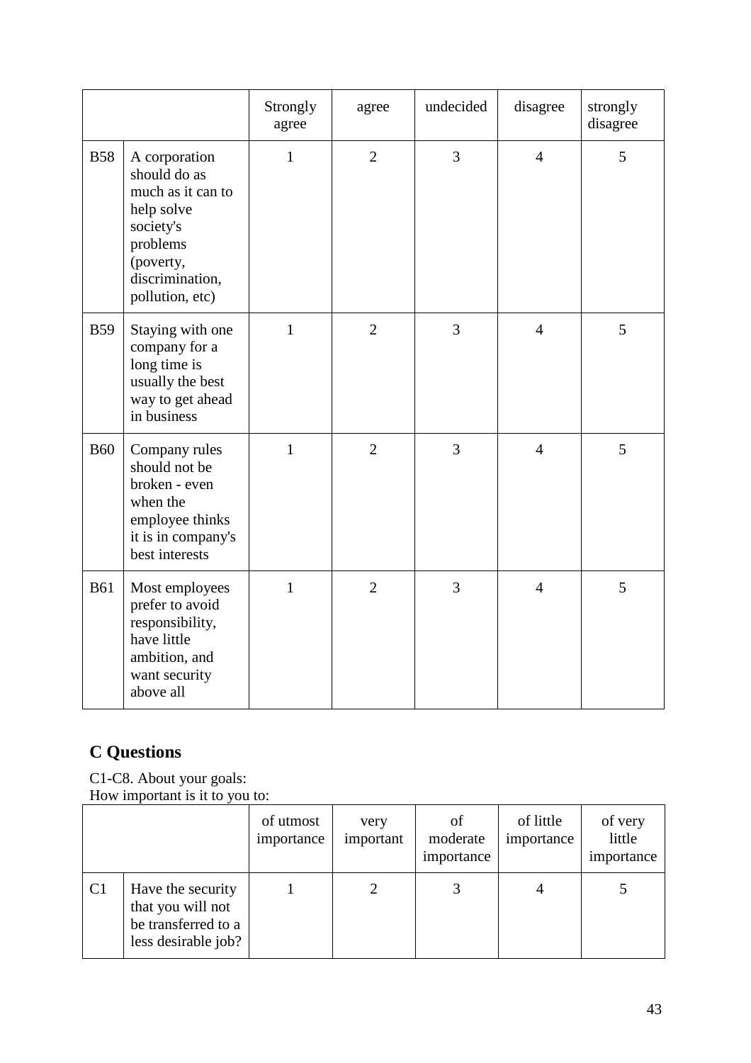| | | Strongly agree | agree | undecided | disagree | strongly disagree |
|---|---|---|---|---|---|---|
| B58 | A corporation should do as much as it can to help solve society's problems (poverty, discrimination, pollution, etc) | 1 | 2 | 3 | 4 | 5 |
| B59 | Staying with one company for a long time is usually the best way to get ahead in business | 1 | 2 | 3 | 4 | 5 |
| B60 | Company rules should not be broken - even when the employee thinks it is in company's best interests | 1 | 2 | 3 | 4 | 5 |
| B61 | Most employees prefer to avoid responsibility, have little ambition, and want security above all | 1 | 2 | 3 | 4 | 5 |

## C Questions

C1-C8. About your goals:
How important is it to you to:

| | | of utmost importance | very important | of moderate importance | of little importance | of very little importance |
|---|---|---|---|---|---|---|
| C1 | Have the security that you will not be transferred to a less desirable job? | 1 | 2 | 3 | 4 | 5 |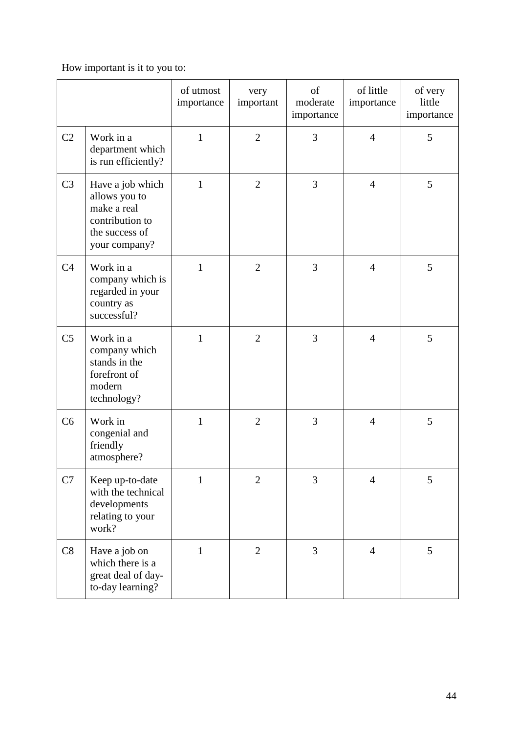How important is it to you to:

| | | of utmost importance | very important | of moderate importance | of little importance | of very little importance |
|---|---|---|---|---|---|---|
| C2 | Work in a department which is run efficiently? | 1 | 2 | 3 | 4 | 5 |
| C3 | Have a job which allows you to make a real contribution to the success of your company? | 1 | 2 | 3 | 4 | 5 |
| C4 | Work in a company which is regarded in your country as successful? | 1 | 2 | 3 | 4 | 5 |
| C5 | Work in a company which stands in the forefront of modern technology? | 1 | 2 | 3 | 4 | 5 |
| C6 | Work in congenial and friendly atmosphere? | 1 | 2 | 3 | 4 | 5 |
| C7 | Keep up-to-date with the technical developments relating to your work? | 1 | 2 | 3 | 4 | 5 |
| C8 | Have a job on which there is a great deal of day-to-day learning? | 1 | 2 | 3 | 4 | 5 |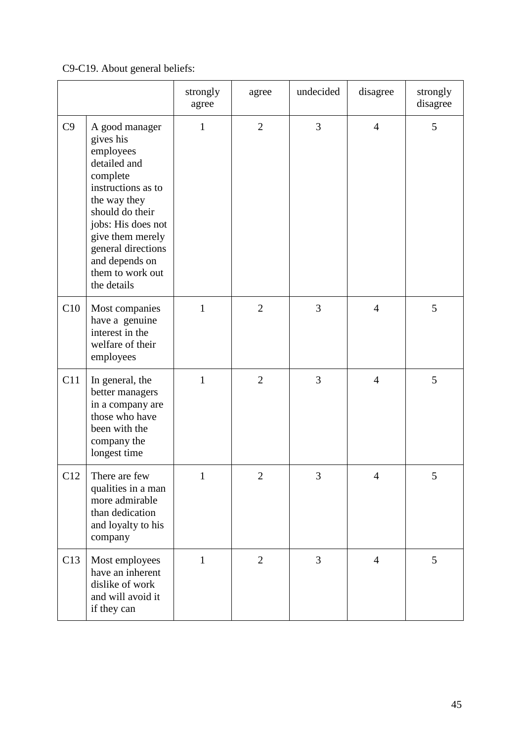C9-C19. About general beliefs:

| | | strongly agree | agree | undecided | disagree | strongly disagree |
|---|---|---|---|---|---|---|
| C9 | A good manager gives his employees detailed and complete instructions as to the way they should do their jobs: His does not give them merely general directions and depends on them to work out the details | 1 | 2 | 3 | 4 | 5 |
| C10 | Most companies have a genuine interest in the welfare of their employees | 1 | 2 | 3 | 4 | 5 |
| C11 | In general, the better managers in a company are those who have been with the company the longest time | 1 | 2 | 3 | 4 | 5 |
| C12 | There are few qualities in a man more admirable than dedication and loyalty to his company | 1 | 2 | 3 | 4 | 5 |
| C13 | Most employees have an inherent dislike of work and will avoid it if they can | 1 | 2 | 3 | 4 | 5 |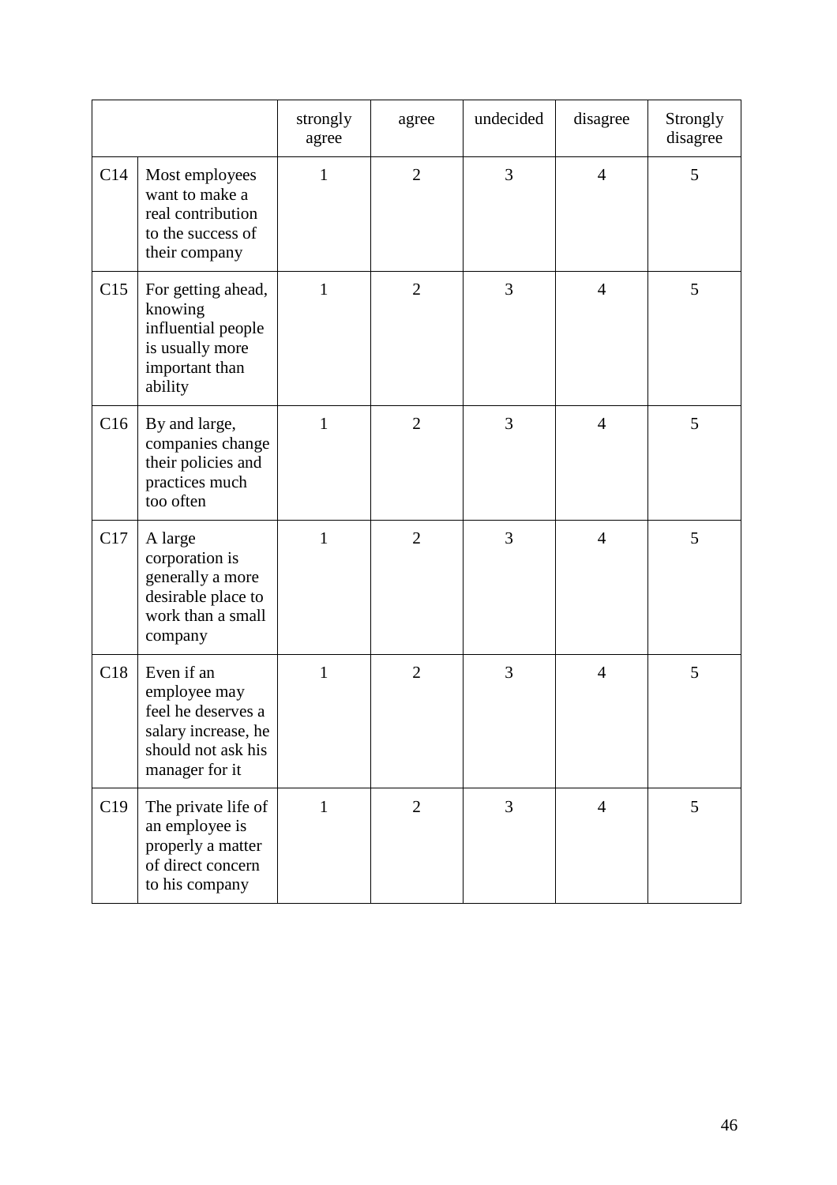| | | strongly agree | agree | undecided | disagree | Strongly disagree |
|---|---|---|---|---|---|---|
| C14 | Most employees want to make a real contribution to the success of their company | 1 | 2 | 3 | 4 | 5 |
| C15 | For getting ahead, knowing influential people is usually more important than ability | 1 | 2 | 3 | 4 | 5 |
| C16 | By and large, companies change their policies and practices much too often | 1 | 2 | 3 | 4 | 5 |
| C17 | A large corporation is generally a more desirable place to work than a small company | 1 | 2 | 3 | 4 | 5 |
| C18 | Even if an employee may feel he deserves a salary increase, he should not ask his manager for it | 1 | 2 | 3 | 4 | 5 |
| C19 | The private life of an employee is properly a matter of direct concern to his company | 1 | 2 | 3 | 4 | 5 |